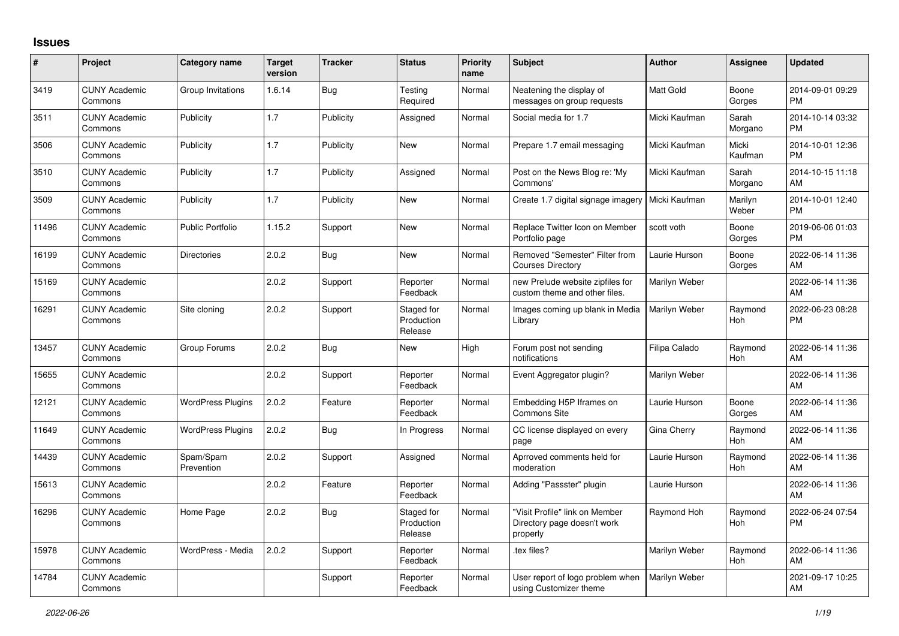## Issues

| # | Project | Category name | Target version | Tracker | Status | Priority name | Subject | Author | Assignee | Updated |
|---|---|---|---|---|---|---|---|---|---|---|
| 3419 | CUNY Academic Commons | Group Invitations | 1.6.14 | Bug | Testing Required | Normal | Neatening the display of messages on group requests | Matt Gold | Boone Gorges | 2014-09-01 09:29 PM |
| 3511 | CUNY Academic Commons | Publicity | 1.7 | Publicity | Assigned | Normal | Social media for 1.7 | Micki Kaufman | Sarah Morgano | 2014-10-14 03:32 PM |
| 3506 | CUNY Academic Commons | Publicity | 1.7 | Publicity | New | Normal | Prepare 1.7 email messaging | Micki Kaufman | Micki Kaufman | 2014-10-01 12:36 PM |
| 3510 | CUNY Academic Commons | Publicity | 1.7 | Publicity | Assigned | Normal | Post on the News Blog re: 'My Commons' | Micki Kaufman | Sarah Morgano | 2014-10-15 11:18 AM |
| 3509 | CUNY Academic Commons | Publicity | 1.7 | Publicity | New | Normal | Create 1.7 digital signage imagery | Micki Kaufman | Marilyn Weber | 2014-10-01 12:40 PM |
| 11496 | CUNY Academic Commons | Public Portfolio | 1.15.2 | Support | New | Normal | Replace Twitter Icon on Member Portfolio page | scott voth | Boone Gorges | 2019-06-06 01:03 PM |
| 16199 | CUNY Academic Commons | Directories | 2.0.2 | Bug | New | Normal | Removed "Semester" Filter from Courses Directory | Laurie Hurson | Boone Gorges | 2022-06-14 11:36 AM |
| 15169 | CUNY Academic Commons | | 2.0.2 | Support | Reporter Feedback | Normal | new Prelude website zipfiles for custom theme and other files. | Marilyn Weber | | 2022-06-14 11:36 AM |
| 16291 | CUNY Academic Commons | Site cloning | 2.0.2 | Support | Staged for Production Release | Normal | Images coming up blank in Media Library | Marilyn Weber | Raymond Hoh | 2022-06-23 08:28 PM |
| 13457 | CUNY Academic Commons | Group Forums | 2.0.2 | Bug | New | High | Forum post not sending notifications | Filipa Calado | Raymond Hoh | 2022-06-14 11:36 AM |
| 15655 | CUNY Academic Commons | | 2.0.2 | Support | Reporter Feedback | Normal | Event Aggregator plugin? | Marilyn Weber | | 2022-06-14 11:36 AM |
| 12121 | CUNY Academic Commons | WordPress Plugins | 2.0.2 | Feature | Reporter Feedback | Normal | Embedding H5P Iframes on Commons Site | Laurie Hurson | Boone Gorges | 2022-06-14 11:36 AM |
| 11649 | CUNY Academic Commons | WordPress Plugins | 2.0.2 | Bug | In Progress | Normal | CC license displayed on every page | Gina Cherry | Raymond Hoh | 2022-06-14 11:36 AM |
| 14439 | CUNY Academic Commons | Spam/Spam Prevention | 2.0.2 | Support | Assigned | Normal | Aprroved comments held for moderation | Laurie Hurson | Raymond Hoh | 2022-06-14 11:36 AM |
| 15613 | CUNY Academic Commons | | 2.0.2 | Feature | Reporter Feedback | Normal | Adding "Passster" plugin | Laurie Hurson | | 2022-06-14 11:36 AM |
| 16296 | CUNY Academic Commons | Home Page | 2.0.2 | Bug | Staged for Production Release | Normal | "Visit Profile" link on Member Directory page doesn't work properly | Raymond Hoh | Raymond Hoh | 2022-06-24 07:54 PM |
| 15978 | CUNY Academic Commons | WordPress - Media | 2.0.2 | Support | Reporter Feedback | Normal | .tex files? | Marilyn Weber | Raymond Hoh | 2022-06-14 11:36 AM |
| 14784 | CUNY Academic Commons | | | Support | Reporter Feedback | Normal | User report of logo problem when using Customizer theme | Marilyn Weber | | 2021-09-17 10:25 AM |

*2022-06-26*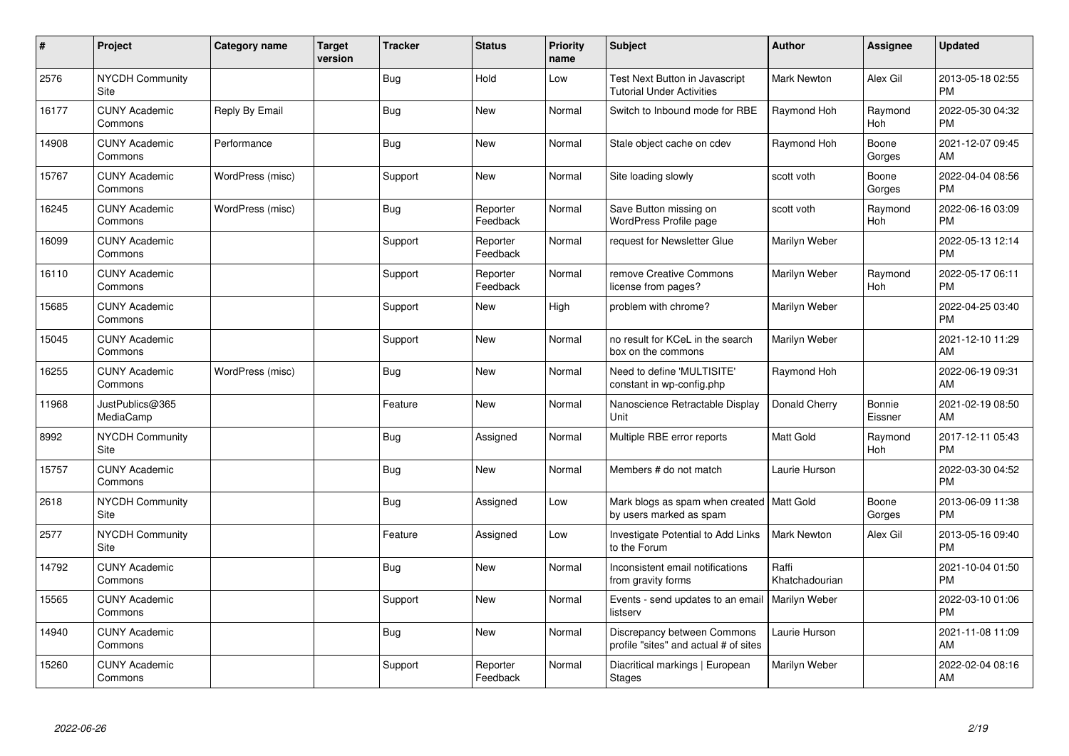| # | Project | Category name | Target version | Tracker | Status | Priority name | Subject | Author | Assignee | Updated |
|---|---|---|---|---|---|---|---|---|---|---|
| 2576 | NYCDH Community Site | | | Bug | Hold | Low | Test Next Button in Javascript Tutorial Under Activities | Mark Newton | Alex Gil | 2013-05-18 02:55 PM |
| 16177 | CUNY Academic Commons | Reply By Email | | Bug | New | Normal | Switch to Inbound mode for RBE | Raymond Hoh | Raymond Hoh | 2022-05-30 04:32 PM |
| 14908 | CUNY Academic Commons | Performance | | Bug | New | Normal | Stale object cache on cdev | Raymond Hoh | Boone Gorges | 2021-12-07 09:45 AM |
| 15767 | CUNY Academic Commons | WordPress (misc) | | Support | New | Normal | Site loading slowly | scott voth | Boone Gorges | 2022-04-04 08:56 PM |
| 16245 | CUNY Academic Commons | WordPress (misc) | | Bug | Reporter Feedback | Normal | Save Button missing on WordPress Profile page | scott voth | Raymond Hoh | 2022-06-16 03:09 PM |
| 16099 | CUNY Academic Commons | | | Support | Reporter Feedback | Normal | request for Newsletter Glue | Marilyn Weber | | 2022-05-13 12:14 PM |
| 16110 | CUNY Academic Commons | | | Support | Reporter Feedback | Normal | remove Creative Commons license from pages? | Marilyn Weber | Raymond Hoh | 2022-05-17 06:11 PM |
| 15685 | CUNY Academic Commons | | | Support | New | High | problem with chrome? | Marilyn Weber | | 2022-04-25 03:40 PM |
| 15045 | CUNY Academic Commons | | | Support | New | Normal | no result for KCeL in the search box on the commons | Marilyn Weber | | 2021-12-10 11:29 AM |
| 16255 | CUNY Academic Commons | WordPress (misc) | | Bug | New | Normal | Need to define 'MULTISITE' constant in wp-config.php | Raymond Hoh | | 2022-06-19 09:31 AM |
| 11968 | JustPublics@365 MediaCamp | | | Feature | New | Normal | Nanoscience Retractable Display Unit | Donald Cherry | Bonnie Eissner | 2021-02-19 08:50 AM |
| 8992 | NYCDH Community Site | | | Bug | Assigned | Normal | Multiple RBE error reports | Matt Gold | Raymond Hoh | 2017-12-11 05:43 PM |
| 15757 | CUNY Academic Commons | | | Bug | New | Normal | Members # do not match | Laurie Hurson | | 2022-03-30 04:52 PM |
| 2618 | NYCDH Community Site | | | Bug | Assigned | Low | Mark blogs as spam when created by users marked as spam | Matt Gold | Boone Gorges | 2013-06-09 11:38 PM |
| 2577 | NYCDH Community Site | | | Feature | Assigned | Low | Investigate Potential to Add Links to the Forum | Mark Newton | Alex Gil | 2013-05-16 09:40 PM |
| 14792 | CUNY Academic Commons | | | Bug | New | Normal | Inconsistent email notifications from gravity forms | Raffi Khatchadourian | | 2021-10-04 01:50 PM |
| 15565 | CUNY Academic Commons | | | Support | New | Normal | Events - send updates to an email listserv | Marilyn Weber | | 2022-03-10 01:06 PM |
| 14940 | CUNY Academic Commons | | | Bug | New | Normal | Discrepancy between Commons profile "sites" and actual # of sites | Laurie Hurson | | 2021-11-08 11:09 AM |
| 15260 | CUNY Academic Commons | | | Support | Reporter Feedback | Normal | Diacritical markings \| European Stages | Marilyn Weber | | 2022-02-04 08:16 AM |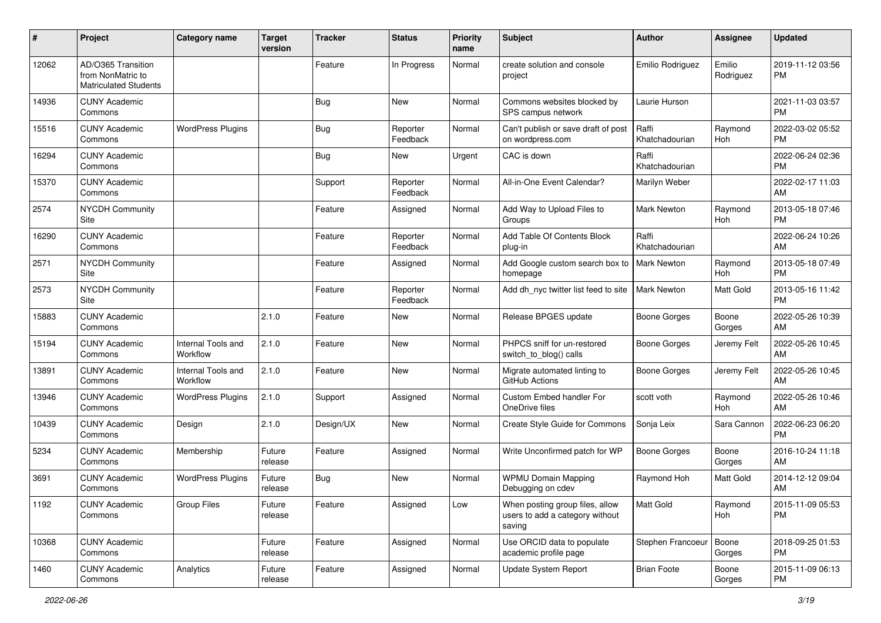| # | Project | Category name | Target version | Tracker | Status | Priority name | Subject | Author | Assignee | Updated |
|---|---|---|---|---|---|---|---|---|---|---|
| 12062 | AD/O365 Transition from NonMatric to Matriculated Students | | | Feature | In Progress | Normal | create solution and console project | Emilio Rodriguez | Emilio Rodriguez | 2019-11-12 03:56 PM |
| 14936 | CUNY Academic Commons | | | Bug | New | Normal | Commons websites blocked by SPS campus network | Laurie Hurson | | 2021-11-03 03:57 PM |
| 15516 | CUNY Academic Commons | WordPress Plugins | | Bug | Reporter Feedback | Normal | Can't publish or save draft of post on wordpress.com | Raffi Khatchadourian | Raymond Hoh | 2022-03-02 05:52 PM |
| 16294 | CUNY Academic Commons | | | Bug | New | Urgent | CAC is down | Raffi Khatchadourian | | 2022-06-24 02:36 PM |
| 15370 | CUNY Academic Commons | | | Support | Reporter Feedback | Normal | All-in-One Event Calendar? | Marilyn Weber | | 2022-02-17 11:03 AM |
| 2574 | NYCDH Community Site | | | Feature | Assigned | Normal | Add Way to Upload Files to Groups | Mark Newton | Raymond Hoh | 2013-05-18 07:46 PM |
| 16290 | CUNY Academic Commons | | | Feature | Reporter Feedback | Normal | Add Table Of Contents Block plug-in | Raffi Khatchadourian | | 2022-06-24 10:26 AM |
| 2571 | NYCDH Community Site | | | Feature | Assigned | Normal | Add Google custom search box to homepage | Mark Newton | Raymond Hoh | 2013-05-18 07:49 PM |
| 2573 | NYCDH Community Site | | | Feature | Reporter Feedback | Normal | Add dh_nyc twitter list feed to site | Mark Newton | Matt Gold | 2013-05-16 11:42 PM |
| 15883 | CUNY Academic Commons | | 2.1.0 | Feature | New | Normal | Release BPGES update | Boone Gorges | Boone Gorges | 2022-05-26 10:39 AM |
| 15194 | CUNY Academic Commons | Internal Tools and Workflow | 2.1.0 | Feature | New | Normal | PHPCS sniff for un-restored switch_to_blog() calls | Boone Gorges | Jeremy Felt | 2022-05-26 10:45 AM |
| 13891 | CUNY Academic Commons | Internal Tools and Workflow | 2.1.0 | Feature | New | Normal | Migrate automated linting to GitHub Actions | Boone Gorges | Jeremy Felt | 2022-05-26 10:45 AM |
| 13946 | CUNY Academic Commons | WordPress Plugins | 2.1.0 | Support | Assigned | Normal | Custom Embed handler For OneDrive files | scott voth | Raymond Hoh | 2022-05-26 10:46 AM |
| 10439 | CUNY Academic Commons | Design | 2.1.0 | Design/UX | New | Normal | Create Style Guide for Commons | Sonja Leix | Sara Cannon | 2022-06-23 06:20 PM |
| 5234 | CUNY Academic Commons | Membership | Future release | Feature | Assigned | Normal | Write Unconfirmed patch for WP | Boone Gorges | Boone Gorges | 2016-10-24 11:18 AM |
| 3691 | CUNY Academic Commons | WordPress Plugins | Future release | Bug | New | Normal | WPMU Domain Mapping Debugging on cdev | Raymond Hoh | Matt Gold | 2014-12-12 09:04 AM |
| 1192 | CUNY Academic Commons | Group Files | Future release | Feature | Assigned | Low | When posting group files, allow users to add a category without saving | Matt Gold | Raymond Hoh | 2015-11-09 05:53 PM |
| 10368 | CUNY Academic Commons | | Future release | Feature | Assigned | Normal | Use ORCID data to populate academic profile page | Stephen Francoeur | Boone Gorges | 2018-09-25 01:53 PM |
| 1460 | CUNY Academic Commons | Analytics | Future release | Feature | Assigned | Normal | Update System Report | Brian Foote | Boone Gorges | 2015-11-09 06:13 PM |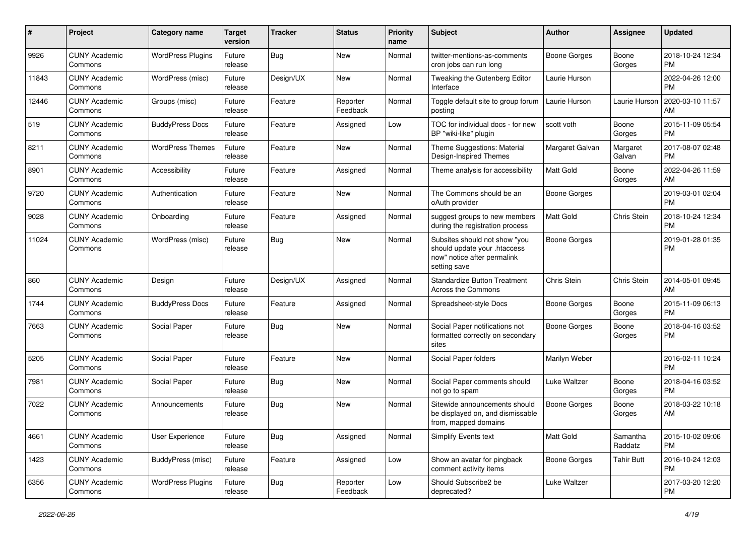| # | Project | Category name | Target version | Tracker | Status | Priority name | Subject | Author | Assignee | Updated |
|---|---|---|---|---|---|---|---|---|---|---|
| 9926 | CUNY Academic Commons | WordPress Plugins | Future release | Bug | New | Normal | twitter-mentions-as-comments cron jobs can run long | Boone Gorges | Boone Gorges | 2018-10-24 12:34 PM |
| 11843 | CUNY Academic Commons | WordPress (misc) | Future release | Design/UX | New | Normal | Tweaking the Gutenberg Editor Interface | Laurie Hurson | | 2022-04-26 12:00 PM |
| 12446 | CUNY Academic Commons | Groups (misc) | Future release | Feature | Reporter Feedback | Normal | Toggle default site to group forum posting | Laurie Hurson | Laurie Hurson | 2020-03-10 11:57 AM |
| 519 | CUNY Academic Commons | BuddyPress Docs | Future release | Feature | Assigned | Low | TOC for individual docs - for new BP "wiki-like" plugin | scott voth | Boone Gorges | 2015-11-09 05:54 PM |
| 8211 | CUNY Academic Commons | WordPress Themes | Future release | Feature | New | Normal | Theme Suggestions: Material Design-Inspired Themes | Margaret Galvan | Margaret Galvan | 2017-08-07 02:48 PM |
| 8901 | CUNY Academic Commons | Accessibility | Future release | Feature | Assigned | Normal | Theme analysis for accessibility | Matt Gold | Boone Gorges | 2022-04-26 11:59 AM |
| 9720 | CUNY Academic Commons | Authentication | Future release | Feature | New | Normal | The Commons should be an oAuth provider | Boone Gorges | | 2019-03-01 02:04 PM |
| 9028 | CUNY Academic Commons | Onboarding | Future release | Feature | Assigned | Normal | suggest groups to new members during the registration process | Matt Gold | Chris Stein | 2018-10-24 12:34 PM |
| 11024 | CUNY Academic Commons | WordPress (misc) | Future release | Bug | New | Normal | Subsites should not show "you should update your .htaccess now" notice after permalink setting save | Boone Gorges | | 2019-01-28 01:35 PM |
| 860 | CUNY Academic Commons | Design | Future release | Design/UX | Assigned | Normal | Standardize Button Treatment Across the Commons | Chris Stein | Chris Stein | 2014-05-01 09:45 AM |
| 1744 | CUNY Academic Commons | BuddyPress Docs | Future release | Feature | Assigned | Normal | Spreadsheet-style Docs | Boone Gorges | Boone Gorges | 2015-11-09 06:13 PM |
| 7663 | CUNY Academic Commons | Social Paper | Future release | Bug | New | Normal | Social Paper notifications not formatted correctly on secondary sites | Boone Gorges | Boone Gorges | 2018-04-16 03:52 PM |
| 5205 | CUNY Academic Commons | Social Paper | Future release | Feature | New | Normal | Social Paper folders | Marilyn Weber | | 2016-02-11 10:24 PM |
| 7981 | CUNY Academic Commons | Social Paper | Future release | Bug | New | Normal | Social Paper comments should not go to spam | Luke Waltzer | Boone Gorges | 2018-04-16 03:52 PM |
| 7022 | CUNY Academic Commons | Announcements | Future release | Bug | New | Normal | Sitewide announcements should be displayed on, and dismissable from, mapped domains | Boone Gorges | Boone Gorges | 2018-03-22 10:18 AM |
| 4661 | CUNY Academic Commons | User Experience | Future release | Bug | Assigned | Normal | Simplify Events text | Matt Gold | Samantha Raddatz | 2015-10-02 09:06 PM |
| 1423 | CUNY Academic Commons | BuddyPress (misc) | Future release | Feature | Assigned | Low | Show an avatar for pingback comment activity items | Boone Gorges | Tahir Butt | 2016-10-24 12:03 PM |
| 6356 | CUNY Academic Commons | WordPress Plugins | Future release | Bug | Reporter Feedback | Low | Should Subscribe2 be deprecated? | Luke Waltzer | | 2017-03-20 12:20 PM |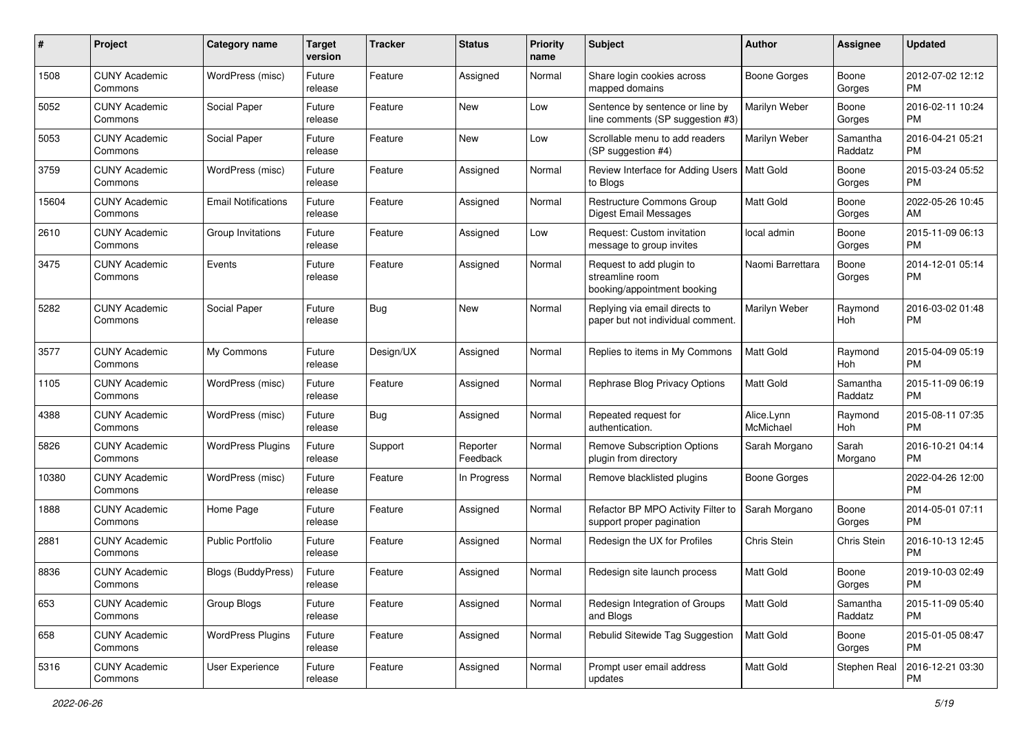| # | Project | Category name | Target version | Tracker | Status | Priority name | Subject | Author | Assignee | Updated |
|---|---|---|---|---|---|---|---|---|---|---|
| 1508 | CUNY Academic Commons | WordPress (misc) | Future release | Feature | Assigned | Normal | Share login cookies across mapped domains | Boone Gorges | Boone Gorges | 2012-07-02 12:12 PM |
| 5052 | CUNY Academic Commons | Social Paper | Future release | Feature | New | Low | Sentence by sentence or line by line comments (SP suggestion #3) | Marilyn Weber | Boone Gorges | 2016-02-11 10:24 PM |
| 5053 | CUNY Academic Commons | Social Paper | Future release | Feature | New | Low | Scrollable menu to add readers (SP suggestion #4) | Marilyn Weber | Samantha Raddatz | 2016-04-21 05:21 PM |
| 3759 | CUNY Academic Commons | WordPress (misc) | Future release | Feature | Assigned | Normal | Review Interface for Adding Users to Blogs | Matt Gold | Boone Gorges | 2015-03-24 05:52 PM |
| 15604 | CUNY Academic Commons | Email Notifications | Future release | Feature | Assigned | Normal | Restructure Commons Group Digest Email Messages | Matt Gold | Boone Gorges | 2022-05-26 10:45 AM |
| 2610 | CUNY Academic Commons | Group Invitations | Future release | Feature | Assigned | Low | Request: Custom invitation message to group invites | local admin | Boone Gorges | 2015-11-09 06:13 PM |
| 3475 | CUNY Academic Commons | Events | Future release | Feature | Assigned | Normal | Request to add plugin to streamline room booking/appointment booking | Naomi Barrettara | Boone Gorges | 2014-12-01 05:14 PM |
| 5282 | CUNY Academic Commons | Social Paper | Future release | Bug | New | Normal | Replying via email directs to paper but not individual comment. | Marilyn Weber | Raymond Hoh | 2016-03-02 01:48 PM |
| 3577 | CUNY Academic Commons | My Commons | Future release | Design/UX | Assigned | Normal | Replies to items in My Commons | Matt Gold | Raymond Hoh | 2015-04-09 05:19 PM |
| 1105 | CUNY Academic Commons | WordPress (misc) | Future release | Feature | Assigned | Normal | Rephrase Blog Privacy Options | Matt Gold | Samantha Raddatz | 2015-11-09 06:19 PM |
| 4388 | CUNY Academic Commons | WordPress (misc) | Future release | Bug | Assigned | Normal | Repeated request for authentication. | Alice.Lynn McMichael | Raymond Hoh | 2015-08-11 07:35 PM |
| 5826 | CUNY Academic Commons | WordPress Plugins | Future release | Support | Reporter Feedback | Normal | Remove Subscription Options plugin from directory | Sarah Morgano | Sarah Morgano | 2016-10-21 04:14 PM |
| 10380 | CUNY Academic Commons | WordPress (misc) | Future release | Feature | In Progress | Normal | Remove blacklisted plugins | Boone Gorges | | 2022-04-26 12:00 PM |
| 1888 | CUNY Academic Commons | Home Page | Future release | Feature | Assigned | Normal | Refactor BP MPO Activity Filter to support proper pagination | Sarah Morgano | Boone Gorges | 2014-05-01 07:11 PM |
| 2881 | CUNY Academic Commons | Public Portfolio | Future release | Feature | Assigned | Normal | Redesign the UX for Profiles | Chris Stein | Chris Stein | 2016-10-13 12:45 PM |
| 8836 | CUNY Academic Commons | Blogs (BuddyPress) | Future release | Feature | Assigned | Normal | Redesign site launch process | Matt Gold | Boone Gorges | 2019-10-03 02:49 PM |
| 653 | CUNY Academic Commons | Group Blogs | Future release | Feature | Assigned | Normal | Redesign Integration of Groups and Blogs | Matt Gold | Samantha Raddatz | 2015-11-09 05:40 PM |
| 658 | CUNY Academic Commons | WordPress Plugins | Future release | Feature | Assigned | Normal | Rebulid Sitewide Tag Suggestion | Matt Gold | Boone Gorges | 2015-01-05 08:47 PM |
| 5316 | CUNY Academic Commons | User Experience | Future release | Feature | Assigned | Normal | Prompt user email address updates | Matt Gold | Stephen Real | 2016-12-21 03:30 PM |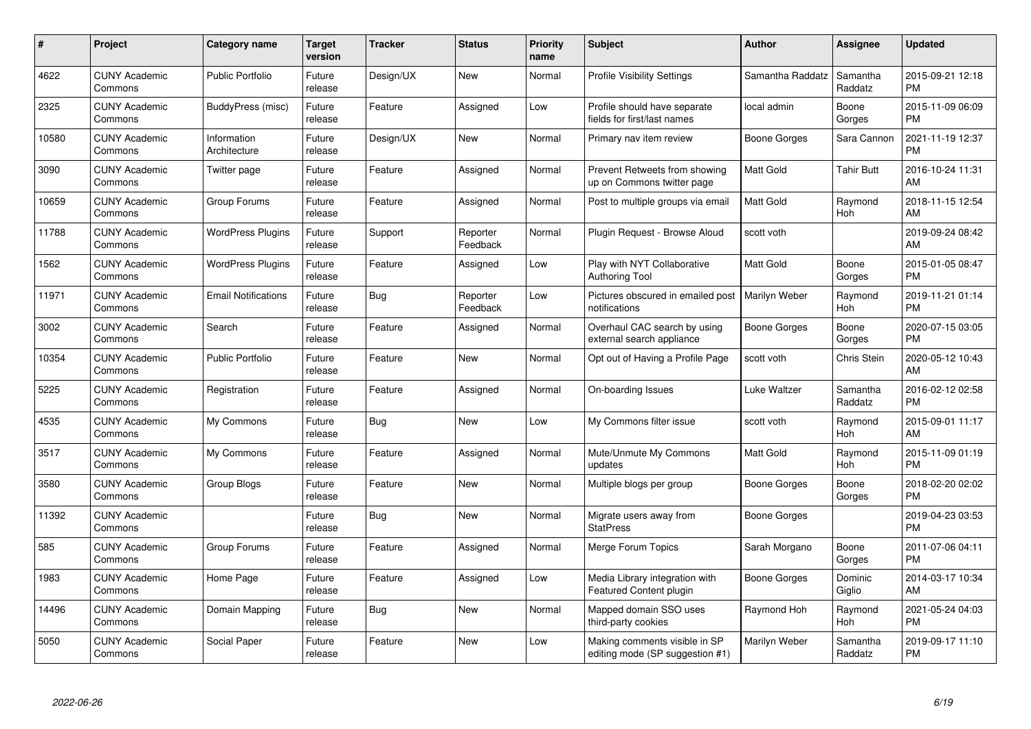| # | Project | Category name | Target version | Tracker | Status | Priority name | Subject | Author | Assignee | Updated |
|---|---|---|---|---|---|---|---|---|---|---|
| 4622 | CUNY Academic Commons | Public Portfolio | Future release | Design/UX | New | Normal | Profile Visibility Settings | Samantha Raddatz | Samantha Raddatz | 2015-09-21 12:18 PM |
| 2325 | CUNY Academic Commons | BuddyPress (misc) | Future release | Feature | Assigned | Low | Profile should have separate fields for first/last names | local admin | Boone Gorges | 2015-11-09 06:09 PM |
| 10580 | CUNY Academic Commons | Information Architecture | Future release | Design/UX | New | Normal | Primary nav item review | Boone Gorges | Sara Cannon | 2021-11-19 12:37 PM |
| 3090 | CUNY Academic Commons | Twitter page | Future release | Feature | Assigned | Normal | Prevent Retweets from showing up on Commons twitter page | Matt Gold | Tahir Butt | 2016-10-24 11:31 AM |
| 10659 | CUNY Academic Commons | Group Forums | Future release | Feature | Assigned | Normal | Post to multiple groups via email | Matt Gold | Raymond Hoh | 2018-11-15 12:54 AM |
| 11788 | CUNY Academic Commons | WordPress Plugins | Future release | Support | Reporter Feedback | Normal | Plugin Request - Browse Aloud | scott voth | | 2019-09-24 08:42 AM |
| 1562 | CUNY Academic Commons | WordPress Plugins | Future release | Feature | Assigned | Low | Play with NYT Collaborative Authoring Tool | Matt Gold | Boone Gorges | 2015-01-05 08:47 PM |
| 11971 | CUNY Academic Commons | Email Notifications | Future release | Bug | Reporter Feedback | Low | Pictures obscured in emailed post notifications | Marilyn Weber | Raymond Hoh | 2019-11-21 01:14 PM |
| 3002 | CUNY Academic Commons | Search | Future release | Feature | Assigned | Normal | Overhaul CAC search by using external search appliance | Boone Gorges | Boone Gorges | 2020-07-15 03:05 PM |
| 10354 | CUNY Academic Commons | Public Portfolio | Future release | Feature | New | Normal | Opt out of Having a Profile Page | scott voth | Chris Stein | 2020-05-12 10:43 AM |
| 5225 | CUNY Academic Commons | Registration | Future release | Feature | Assigned | Normal | On-boarding Issues | Luke Waltzer | Samantha Raddatz | 2016-02-12 02:58 PM |
| 4535 | CUNY Academic Commons | My Commons | Future release | Bug | New | Low | My Commons filter issue | scott voth | Raymond Hoh | 2015-09-01 11:17 AM |
| 3517 | CUNY Academic Commons | My Commons | Future release | Feature | Assigned | Normal | Mute/Unmute My Commons updates | Matt Gold | Raymond Hoh | 2015-11-09 01:19 PM |
| 3580 | CUNY Academic Commons | Group Blogs | Future release | Feature | New | Normal | Multiple blogs per group | Boone Gorges | Boone Gorges | 2018-02-20 02:02 PM |
| 11392 | CUNY Academic Commons | | Future release | Bug | New | Normal | Migrate users away from StatPress | Boone Gorges | | 2019-04-23 03:53 PM |
| 585 | CUNY Academic Commons | Group Forums | Future release | Feature | Assigned | Normal | Merge Forum Topics | Sarah Morgano | Boone Gorges | 2011-07-06 04:11 PM |
| 1983 | CUNY Academic Commons | Home Page | Future release | Feature | Assigned | Low | Media Library integration with Featured Content plugin | Boone Gorges | Dominic Giglio | 2014-03-17 10:34 AM |
| 14496 | CUNY Academic Commons | Domain Mapping | Future release | Bug | New | Normal | Mapped domain SSO uses third-party cookies | Raymond Hoh | Raymond Hoh | 2021-05-24 04:03 PM |
| 5050 | CUNY Academic Commons | Social Paper | Future release | Feature | New | Low | Making comments visible in SP editing mode (SP suggestion #1) | Marilyn Weber | Samantha Raddatz | 2019-09-17 11:10 PM |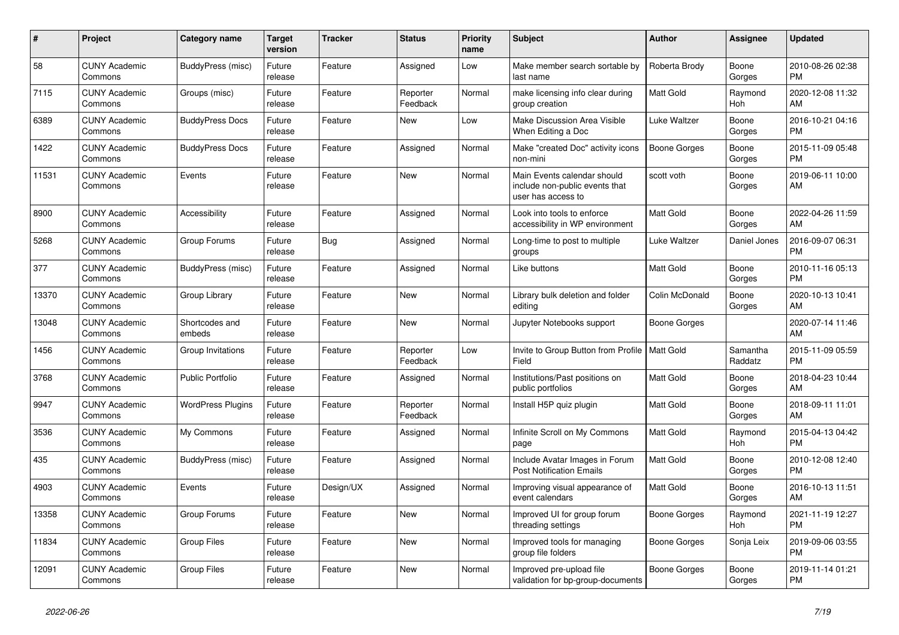| # | Project | Category name | Target version | Tracker | Status | Priority name | Subject | Author | Assignee | Updated |
|---|---|---|---|---|---|---|---|---|---|---|
| 58 | CUNY Academic Commons | BuddyPress (misc) | Future release | Feature | Assigned | Low | Make member search sortable by last name | Roberta Brody | Boone Gorges | 2010-08-26 02:38 PM |
| 7115 | CUNY Academic Commons | Groups (misc) | Future release | Feature | Reporter Feedback | Normal | make licensing info clear during group creation | Matt Gold | Raymond Hoh | 2020-12-08 11:32 AM |
| 6389 | CUNY Academic Commons | BuddyPress Docs | Future release | Feature | New | Low | Make Discussion Area Visible When Editing a Doc | Luke Waltzer | Boone Gorges | 2016-10-21 04:16 PM |
| 1422 | CUNY Academic Commons | BuddyPress Docs | Future release | Feature | Assigned | Normal | Make "created Doc" activity icons non-mini | Boone Gorges | Boone Gorges | 2015-11-09 05:48 PM |
| 11531 | CUNY Academic Commons | Events | Future release | Feature | New | Normal | Main Events calendar should include non-public events that user has access to | scott voth | Boone Gorges | 2019-06-11 10:00 AM |
| 8900 | CUNY Academic Commons | Accessibility | Future release | Feature | Assigned | Normal | Look into tools to enforce accessibility in WP environment | Matt Gold | Boone Gorges | 2022-04-26 11:59 AM |
| 5268 | CUNY Academic Commons | Group Forums | Future release | Bug | Assigned | Normal | Long-time to post to multiple groups | Luke Waltzer | Daniel Jones | 2016-09-07 06:31 PM |
| 377 | CUNY Academic Commons | BuddyPress (misc) | Future release | Feature | Assigned | Normal | Like buttons | Matt Gold | Boone Gorges | 2010-11-16 05:13 PM |
| 13370 | CUNY Academic Commons | Group Library | Future release | Feature | New | Normal | Library bulk deletion and folder editing | Colin McDonald | Boone Gorges | 2020-10-13 10:41 AM |
| 13048 | CUNY Academic Commons | Shortcodes and embeds | Future release | Feature | New | Normal | Jupyter Notebooks support | Boone Gorges | | 2020-07-14 11:46 AM |
| 1456 | CUNY Academic Commons | Group Invitations | Future release | Feature | Reporter Feedback | Low | Invite to Group Button from Profile Field | Matt Gold | Samantha Raddatz | 2015-11-09 05:59 PM |
| 3768 | CUNY Academic Commons | Public Portfolio | Future release | Feature | Assigned | Normal | Institutions/Past positions on public portfolios | Matt Gold | Boone Gorges | 2018-04-23 10:44 AM |
| 9947 | CUNY Academic Commons | WordPress Plugins | Future release | Feature | Reporter Feedback | Normal | Install H5P quiz plugin | Matt Gold | Boone Gorges | 2018-09-11 11:01 AM |
| 3536 | CUNY Academic Commons | My Commons | Future release | Feature | Assigned | Normal | Infinite Scroll on My Commons page | Matt Gold | Raymond Hoh | 2015-04-13 04:42 PM |
| 435 | CUNY Academic Commons | BuddyPress (misc) | Future release | Feature | Assigned | Normal | Include Avatar Images in Forum Post Notification Emails | Matt Gold | Boone Gorges | 2010-12-08 12:40 PM |
| 4903 | CUNY Academic Commons | Events | Future release | Design/UX | Assigned | Normal | Improving visual appearance of event calendars | Matt Gold | Boone Gorges | 2016-10-13 11:51 AM |
| 13358 | CUNY Academic Commons | Group Forums | Future release | Feature | New | Normal | Improved UI for group forum threading settings | Boone Gorges | Raymond Hoh | 2021-11-19 12:27 PM |
| 11834 | CUNY Academic Commons | Group Files | Future release | Feature | New | Normal | Improved tools for managing group file folders | Boone Gorges | Sonja Leix | 2019-09-06 03:55 PM |
| 12091 | CUNY Academic Commons | Group Files | Future release | Feature | New | Normal | Improved pre-upload file validation for bp-group-documents | Boone Gorges | Boone Gorges | 2019-11-14 01:21 PM |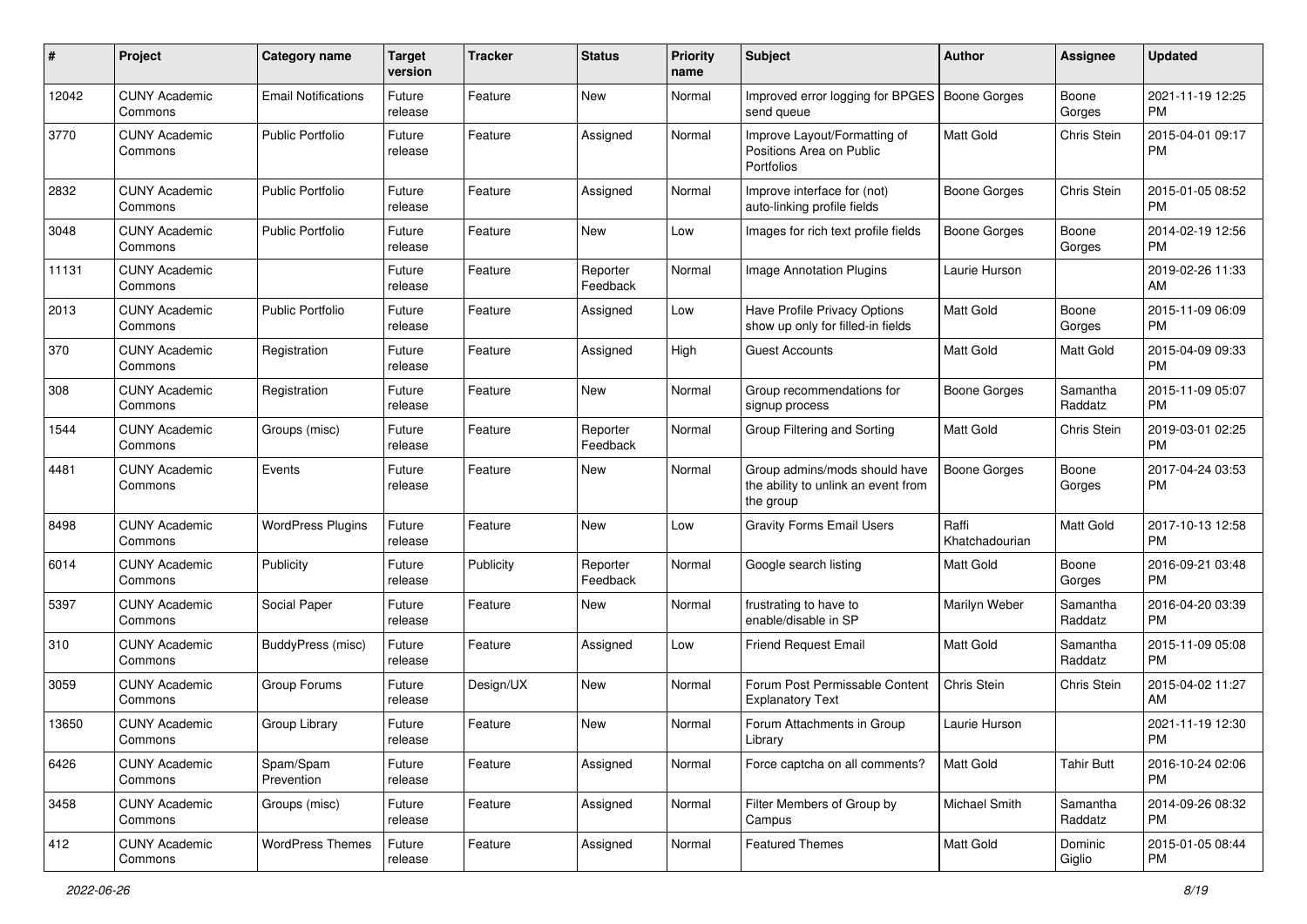| # | Project | Category name | Target version | Tracker | Status | Priority name | Subject | Author | Assignee | Updated |
|---|---|---|---|---|---|---|---|---|---|---|
| 12042 | CUNY Academic Commons | Email Notifications | Future release | Feature | New | Normal | Improved error logging for BPGES send queue | Boone Gorges | Boone Gorges | 2021-11-19 12:25 PM |
| 3770 | CUNY Academic Commons | Public Portfolio | Future release | Feature | Assigned | Normal | Improve Layout/Formatting of Positions Area on Public Portfolios | Matt Gold | Chris Stein | 2015-04-01 09:17 PM |
| 2832 | CUNY Academic Commons | Public Portfolio | Future release | Feature | Assigned | Normal | Improve interface for (not) auto-linking profile fields | Boone Gorges | Chris Stein | 2015-01-05 08:52 PM |
| 3048 | CUNY Academic Commons | Public Portfolio | Future release | Feature | New | Low | Images for rich text profile fields | Boone Gorges | Boone Gorges | 2014-02-19 12:56 PM |
| 11131 | CUNY Academic Commons | | Future release | Feature | Reporter Feedback | Normal | Image Annotation Plugins | Laurie Hurson | | 2019-02-26 11:33 AM |
| 2013 | CUNY Academic Commons | Public Portfolio | Future release | Feature | Assigned | Low | Have Profile Privacy Options show up only for filled-in fields | Matt Gold | Boone Gorges | 2015-11-09 06:09 PM |
| 370 | CUNY Academic Commons | Registration | Future release | Feature | Assigned | High | Guest Accounts | Matt Gold | Matt Gold | 2015-04-09 09:33 PM |
| 308 | CUNY Academic Commons | Registration | Future release | Feature | New | Normal | Group recommendations for signup process | Boone Gorges | Samantha Raddatz | 2015-11-09 05:07 PM |
| 1544 | CUNY Academic Commons | Groups (misc) | Future release | Feature | Reporter Feedback | Normal | Group Filtering and Sorting | Matt Gold | Chris Stein | 2019-03-01 02:25 PM |
| 4481 | CUNY Academic Commons | Events | Future release | Feature | New | Normal | Group admins/mods should have the ability to unlink an event from the group | Boone Gorges | Boone Gorges | 2017-04-24 03:53 PM |
| 8498 | CUNY Academic Commons | WordPress Plugins | Future release | Feature | New | Low | Gravity Forms Email Users | Raffi Khatchadourian | Matt Gold | 2017-10-13 12:58 PM |
| 6014 | CUNY Academic Commons | Publicity | Future release | Publicity | Reporter Feedback | Normal | Google search listing | Matt Gold | Boone Gorges | 2016-09-21 03:48 PM |
| 5397 | CUNY Academic Commons | Social Paper | Future release | Feature | New | Normal | frustrating to have to enable/disable in SP | Marilyn Weber | Samantha Raddatz | 2016-04-20 03:39 PM |
| 310 | CUNY Academic Commons | BuddyPress (misc) | Future release | Feature | Assigned | Low | Friend Request Email | Matt Gold | Samantha Raddatz | 2015-11-09 05:08 PM |
| 3059 | CUNY Academic Commons | Group Forums | Future release | Design/UX | New | Normal | Forum Post Permissable Content Explanatory Text | Chris Stein | Chris Stein | 2015-04-02 11:27 AM |
| 13650 | CUNY Academic Commons | Group Library | Future release | Feature | New | Normal | Forum Attachments in Group Library | Laurie Hurson | | 2021-11-19 12:30 PM |
| 6426 | CUNY Academic Commons | Spam/Spam Prevention | Future release | Feature | Assigned | Normal | Force captcha on all comments? | Matt Gold | Tahir Butt | 2016-10-24 02:06 PM |
| 3458 | CUNY Academic Commons | Groups (misc) | Future release | Feature | Assigned | Normal | Filter Members of Group by Campus | Michael Smith | Samantha Raddatz | 2014-09-26 08:32 PM |
| 412 | CUNY Academic Commons | WordPress Themes | Future release | Feature | Assigned | Normal | Featured Themes | Matt Gold | Dominic Giglio | 2015-01-05 08:44 PM |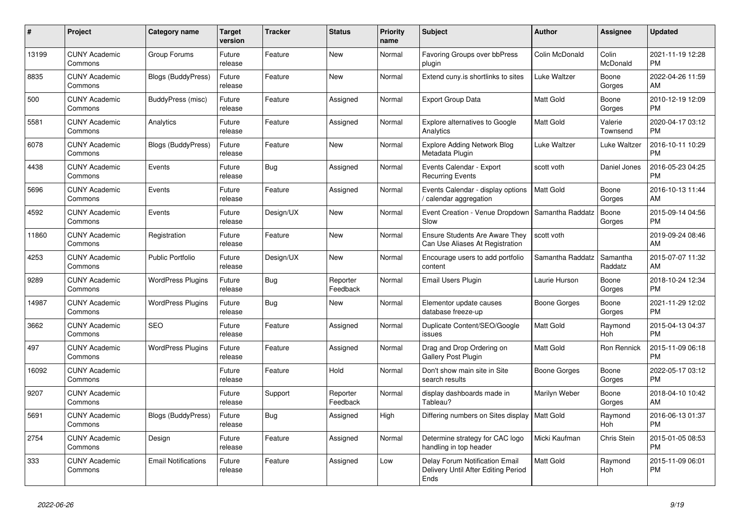| # | Project | Category name | Target version | Tracker | Status | Priority name | Subject | Author | Assignee | Updated |
|---|---|---|---|---|---|---|---|---|---|---|
| 13199 | CUNY Academic Commons | Group Forums | Future release | Feature | New | Normal | Favoring Groups over bbPress plugin | Colin McDonald | Colin McDonald | 2021-11-19 12:28 PM |
| 8835 | CUNY Academic Commons | Blogs (BuddyPress) | Future release | Feature | New | Normal | Extend cuny.is shortlinks to sites | Luke Waltzer | Boone Gorges | 2022-04-26 11:59 AM |
| 500 | CUNY Academic Commons | BuddyPress (misc) | Future release | Feature | Assigned | Normal | Export Group Data | Matt Gold | Boone Gorges | 2010-12-19 12:09 PM |
| 5581 | CUNY Academic Commons | Analytics | Future release | Feature | Assigned | Normal | Explore alternatives to Google Analytics | Matt Gold | Valerie Townsend | 2020-04-17 03:12 PM |
| 6078 | CUNY Academic Commons | Blogs (BuddyPress) | Future release | Feature | New | Normal | Explore Adding Network Blog Metadata Plugin | Luke Waltzer | Luke Waltzer | 2016-10-11 10:29 PM |
| 4438 | CUNY Academic Commons | Events | Future release | Bug | Assigned | Normal | Events Calendar - Export Recurring Events | scott voth | Daniel Jones | 2016-05-23 04:25 PM |
| 5696 | CUNY Academic Commons | Events | Future release | Feature | Assigned | Normal | Events Calendar - display options / calendar aggregation | Matt Gold | Boone Gorges | 2016-10-13 11:44 AM |
| 4592 | CUNY Academic Commons | Events | Future release | Design/UX | New | Normal | Event Creation - Venue Dropdown Slow | Samantha Raddatz | Boone Gorges | 2015-09-14 04:56 PM |
| 11860 | CUNY Academic Commons | Registration | Future release | Feature | New | Normal | Ensure Students Are Aware They Can Use Aliases At Registration | scott voth | | 2019-09-24 08:46 AM |
| 4253 | CUNY Academic Commons | Public Portfolio | Future release | Design/UX | New | Normal | Encourage users to add portfolio content | Samantha Raddatz | Samantha Raddatz | 2015-07-07 11:32 AM |
| 9289 | CUNY Academic Commons | WordPress Plugins | Future release | Bug | Reporter Feedback | Normal | Email Users Plugin | Laurie Hurson | Boone Gorges | 2018-10-24 12:34 PM |
| 14987 | CUNY Academic Commons | WordPress Plugins | Future release | Bug | New | Normal | Elementor update causes database freeze-up | Boone Gorges | Boone Gorges | 2021-11-29 12:02 PM |
| 3662 | CUNY Academic Commons | SEO | Future release | Feature | Assigned | Normal | Duplicate Content/SEO/Google issues | Matt Gold | Raymond Hoh | 2015-04-13 04:37 PM |
| 497 | CUNY Academic Commons | WordPress Plugins | Future release | Feature | Assigned | Normal | Drag and Drop Ordering on Gallery Post Plugin | Matt Gold | Ron Rennick | 2015-11-09 06:18 PM |
| 16092 | CUNY Academic Commons | | Future release | Feature | Hold | Normal | Don't show main site in Site search results | Boone Gorges | Boone Gorges | 2022-05-17 03:12 PM |
| 9207 | CUNY Academic Commons | | Future release | Support | Reporter Feedback | Normal | display dashboards made in Tableau? | Marilyn Weber | Boone Gorges | 2018-04-10 10:42 AM |
| 5691 | CUNY Academic Commons | Blogs (BuddyPress) | Future release | Bug | Assigned | High | Differing numbers on Sites display | Matt Gold | Raymond Hoh | 2016-06-13 01:37 PM |
| 2754 | CUNY Academic Commons | Design | Future release | Feature | Assigned | Normal | Determine strategy for CAC logo handling in top header | Micki Kaufman | Chris Stein | 2015-01-05 08:53 PM |
| 333 | CUNY Academic Commons | Email Notifications | Future release | Feature | Assigned | Low | Delay Forum Notification Email Delivery Until After Editing Period Ends | Matt Gold | Raymond Hoh | 2015-11-09 06:01 PM |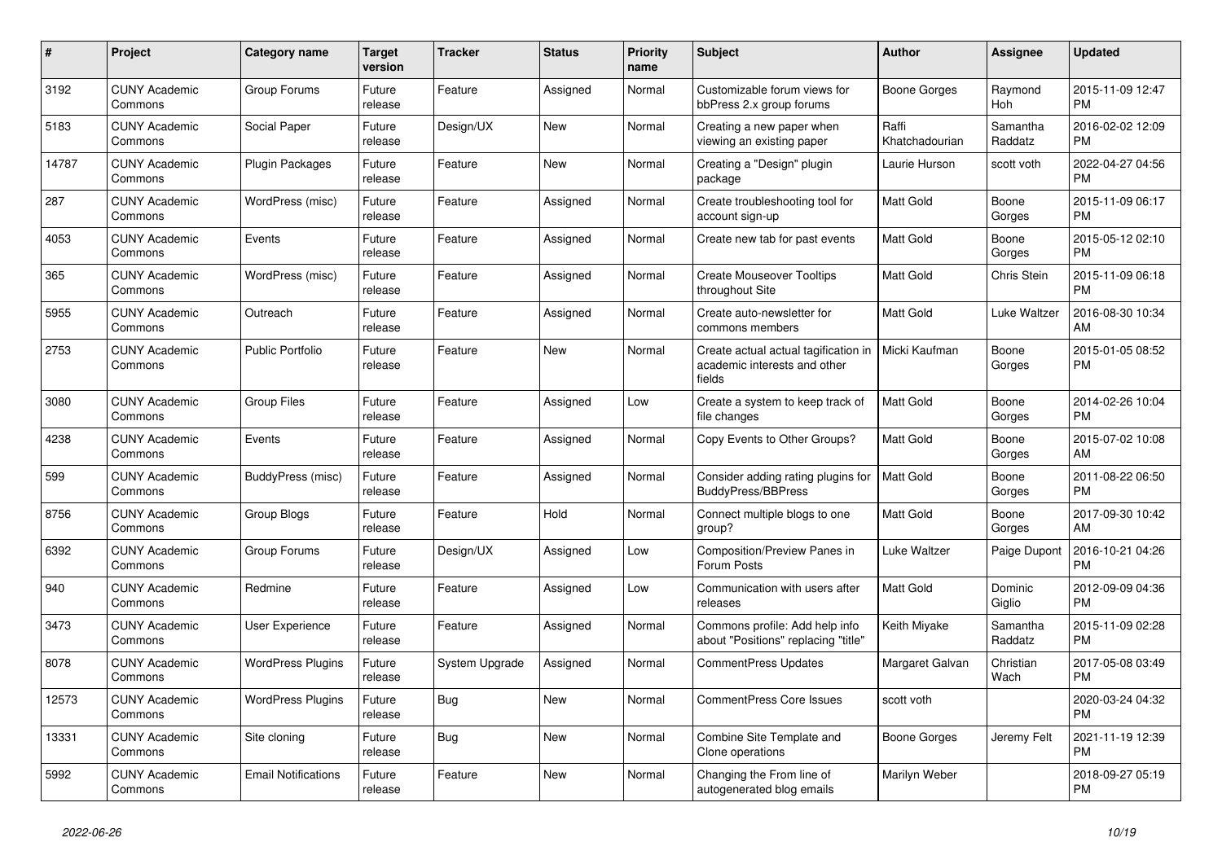| # | Project | Category name | Target version | Tracker | Status | Priority name | Subject | Author | Assignee | Updated |
|---|---|---|---|---|---|---|---|---|---|---|
| 3192 | CUNY Academic Commons | Group Forums | Future release | Feature | Assigned | Normal | Customizable forum views for bbPress 2.x group forums | Boone Gorges | Raymond Hoh | 2015-11-09 12:47 PM |
| 5183 | CUNY Academic Commons | Social Paper | Future release | Design/UX | New | Normal | Creating a new paper when viewing an existing paper | Raffi Khatchadourian | Samantha Raddatz | 2016-02-02 12:09 PM |
| 14787 | CUNY Academic Commons | Plugin Packages | Future release | Feature | New | Normal | Creating a "Design" plugin package | Laurie Hurson | scott voth | 2022-04-27 04:56 PM |
| 287 | CUNY Academic Commons | WordPress (misc) | Future release | Feature | Assigned | Normal | Create troubleshooting tool for account sign-up | Matt Gold | Boone Gorges | 2015-11-09 06:17 PM |
| 4053 | CUNY Academic Commons | Events | Future release | Feature | Assigned | Normal | Create new tab for past events | Matt Gold | Boone Gorges | 2015-05-12 02:10 PM |
| 365 | CUNY Academic Commons | WordPress (misc) | Future release | Feature | Assigned | Normal | Create Mouseover Tooltips throughout Site | Matt Gold | Chris Stein | 2015-11-09 06:18 PM |
| 5955 | CUNY Academic Commons | Outreach | Future release | Feature | Assigned | Normal | Create auto-newsletter for commons members | Matt Gold | Luke Waltzer | 2016-08-30 10:34 AM |
| 2753 | CUNY Academic Commons | Public Portfolio | Future release | Feature | New | Normal | Create actual actual tagification in academic interests and other fields | Micki Kaufman | Boone Gorges | 2015-01-05 08:52 PM |
| 3080 | CUNY Academic Commons | Group Files | Future release | Feature | Assigned | Low | Create a system to keep track of file changes | Matt Gold | Boone Gorges | 2014-02-26 10:04 PM |
| 4238 | CUNY Academic Commons | Events | Future release | Feature | Assigned | Normal | Copy Events to Other Groups? | Matt Gold | Boone Gorges | 2015-07-02 10:08 AM |
| 599 | CUNY Academic Commons | BuddyPress (misc) | Future release | Feature | Assigned | Normal | Consider adding rating plugins for BuddyPress/BBPress | Matt Gold | Boone Gorges | 2011-08-22 06:50 PM |
| 8756 | CUNY Academic Commons | Group Blogs | Future release | Feature | Hold | Normal | Connect multiple blogs to one group? | Matt Gold | Boone Gorges | 2017-09-30 10:42 AM |
| 6392 | CUNY Academic Commons | Group Forums | Future release | Design/UX | Assigned | Low | Composition/Preview Panes in Forum Posts | Luke Waltzer | Paige Dupont | 2016-10-21 04:26 PM |
| 940 | CUNY Academic Commons | Redmine | Future release | Feature | Assigned | Low | Communication with users after releases | Matt Gold | Dominic Giglio | 2012-09-09 04:36 PM |
| 3473 | CUNY Academic Commons | User Experience | Future release | Feature | Assigned | Normal | Commons profile: Add help info about "Positions" replacing "title" | Keith Miyake | Samantha Raddatz | 2015-11-09 02:28 PM |
| 8078 | CUNY Academic Commons | WordPress Plugins | Future release | System Upgrade | Assigned | Normal | CommentPress Updates | Margaret Galvan | Christian Wach | 2017-05-08 03:49 PM |
| 12573 | CUNY Academic Commons | WordPress Plugins | Future release | Bug | New | Normal | CommentPress Core Issues | scott voth | | 2020-03-24 04:32 PM |
| 13331 | CUNY Academic Commons | Site cloning | Future release | Bug | New | Normal | Combine Site Template and Clone operations | Boone Gorges | Jeremy Felt | 2021-11-19 12:39 PM |
| 5992 | CUNY Academic Commons | Email Notifications | Future release | Feature | New | Normal | Changing the From line of autogenerated blog emails | Marilyn Weber | | 2018-09-27 05:19 PM |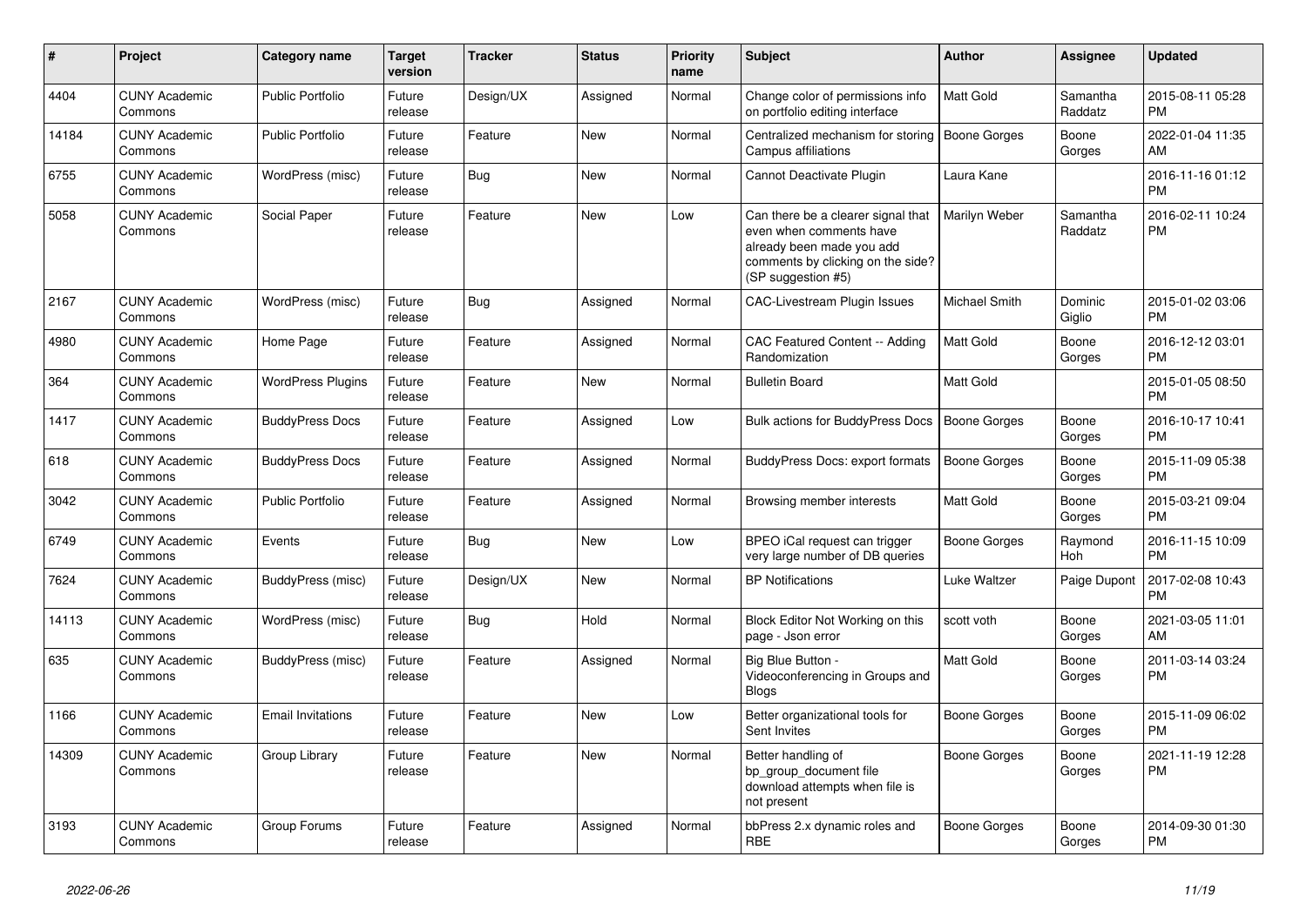| # | Project | Category name | Target version | Tracker | Status | Priority name | Subject | Author | Assignee | Updated |
|---|---|---|---|---|---|---|---|---|---|---|
| 4404 | CUNY Academic Commons | Public Portfolio | Future release | Design/UX | Assigned | Normal | Change color of permissions info on portfolio editing interface | Matt Gold | Samantha Raddatz | 2015-08-11 05:28 PM |
| 14184 | CUNY Academic Commons | Public Portfolio | Future release | Feature | New | Normal | Centralized mechanism for storing Campus affiliations | Boone Gorges | Boone Gorges | 2022-01-04 11:35 AM |
| 6755 | CUNY Academic Commons | WordPress (misc) | Future release | Bug | New | Normal | Cannot Deactivate Plugin | Laura Kane | | 2016-11-16 01:12 PM |
| 5058 | CUNY Academic Commons | Social Paper | Future release | Feature | New | Low | Can there be a clearer signal that even when comments have already been made you add comments by clicking on the side? (SP suggestion #5) | Marilyn Weber | Samantha Raddatz | 2016-02-11 10:24 PM |
| 2167 | CUNY Academic Commons | WordPress (misc) | Future release | Bug | Assigned | Normal | CAC-Livestream Plugin Issues | Michael Smith | Dominic Giglio | 2015-01-02 03:06 PM |
| 4980 | CUNY Academic Commons | Home Page | Future release | Feature | Assigned | Normal | CAC Featured Content -- Adding Randomization | Matt Gold | Boone Gorges | 2016-12-12 03:01 PM |
| 364 | CUNY Academic Commons | WordPress Plugins | Future release | Feature | New | Normal | Bulletin Board | Matt Gold | | 2015-01-05 08:50 PM |
| 1417 | CUNY Academic Commons | BuddyPress Docs | Future release | Feature | Assigned | Low | Bulk actions for BuddyPress Docs | Boone Gorges | Boone Gorges | 2016-10-17 10:41 PM |
| 618 | CUNY Academic Commons | BuddyPress Docs | Future release | Feature | Assigned | Normal | BuddyPress Docs: export formats | Boone Gorges | Boone Gorges | 2015-11-09 05:38 PM |
| 3042 | CUNY Academic Commons | Public Portfolio | Future release | Feature | Assigned | Normal | Browsing member interests | Matt Gold | Boone Gorges | 2015-03-21 09:04 PM |
| 6749 | CUNY Academic Commons | Events | Future release | Bug | New | Low | BPEO iCal request can trigger very large number of DB queries | Boone Gorges | Raymond Hoh | 2016-11-15 10:09 PM |
| 7624 | CUNY Academic Commons | BuddyPress (misc) | Future release | Design/UX | New | Normal | BP Notifications | Luke Waltzer | Paige Dupont | 2017-02-08 10:43 PM |
| 14113 | CUNY Academic Commons | WordPress (misc) | Future release | Bug | Hold | Normal | Block Editor Not Working on this page - Json error | scott voth | Boone Gorges | 2021-03-05 11:01 AM |
| 635 | CUNY Academic Commons | BuddyPress (misc) | Future release | Feature | Assigned | Normal | Big Blue Button - Videoconferencing in Groups and Blogs | Matt Gold | Boone Gorges | 2011-03-14 03:24 PM |
| 1166 | CUNY Academic Commons | Email Invitations | Future release | Feature | New | Low | Better organizational tools for Sent Invites | Boone Gorges | Boone Gorges | 2015-11-09 06:02 PM |
| 14309 | CUNY Academic Commons | Group Library | Future release | Feature | New | Normal | Better handling of bp_group_document file download attempts when file is not present | Boone Gorges | Boone Gorges | 2021-11-19 12:28 PM |
| 3193 | CUNY Academic Commons | Group Forums | Future release | Feature | Assigned | Normal | bbPress 2.x dynamic roles and RBE | Boone Gorges | Boone Gorges | 2014-09-30 01:30 PM |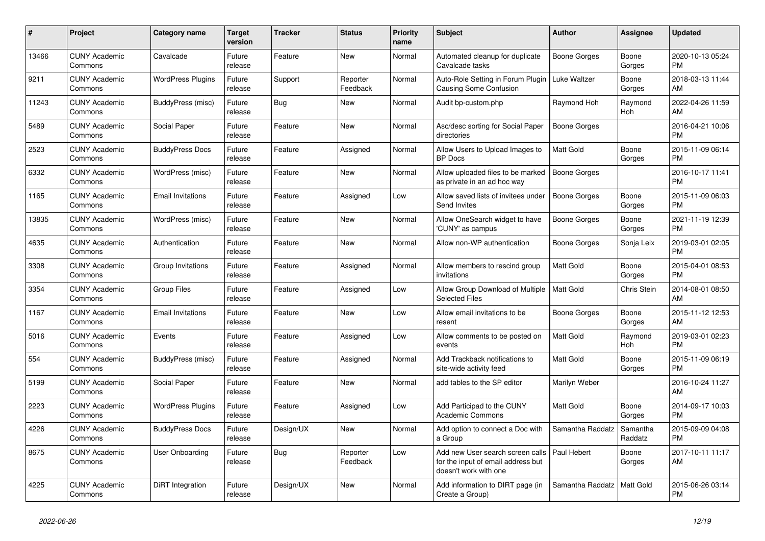| # | Project | Category name | Target version | Tracker | Status | Priority name | Subject | Author | Assignee | Updated |
|---|---|---|---|---|---|---|---|---|---|---|
| 13466 | CUNY Academic Commons | Cavalcade | Future release | Feature | New | Normal | Automated cleanup for duplicate Cavalcade tasks | Boone Gorges | Boone Gorges | 2020-10-13 05:24 PM |
| 9211 | CUNY Academic Commons | WordPress Plugins | Future release | Support | Reporter Feedback | Normal | Auto-Role Setting in Forum Plugin Causing Some Confusion | Luke Waltzer | Boone Gorges | 2018-03-13 11:44 AM |
| 11243 | CUNY Academic Commons | BuddyPress (misc) | Future release | Bug | New | Normal | Audit bp-custom.php | Raymond Hoh | Raymond Hoh | 2022-04-26 11:59 AM |
| 5489 | CUNY Academic Commons | Social Paper | Future release | Feature | New | Normal | Asc/desc sorting for Social Paper directories | Boone Gorges | | 2016-04-21 10:06 PM |
| 2523 | CUNY Academic Commons | BuddyPress Docs | Future release | Feature | Assigned | Normal | Allow Users to Upload Images to BP Docs | Matt Gold | Boone Gorges | 2015-11-09 06:14 PM |
| 6332 | CUNY Academic Commons | WordPress (misc) | Future release | Feature | New | Normal | Allow uploaded files to be marked as private in an ad hoc way | Boone Gorges | | 2016-10-17 11:41 PM |
| 1165 | CUNY Academic Commons | Email Invitations | Future release | Feature | Assigned | Low | Allow saved lists of invitees under Send Invites | Boone Gorges | Boone Gorges | 2015-11-09 06:03 PM |
| 13835 | CUNY Academic Commons | WordPress (misc) | Future release | Feature | New | Normal | Allow OneSearch widget to have 'CUNY' as campus | Boone Gorges | Boone Gorges | 2021-11-19 12:39 PM |
| 4635 | CUNY Academic Commons | Authentication | Future release | Feature | New | Normal | Allow non-WP authentication | Boone Gorges | Sonja Leix | 2019-03-01 02:05 PM |
| 3308 | CUNY Academic Commons | Group Invitations | Future release | Feature | Assigned | Normal | Allow members to rescind group invitations | Matt Gold | Boone Gorges | 2015-04-01 08:53 PM |
| 3354 | CUNY Academic Commons | Group Files | Future release | Feature | Assigned | Low | Allow Group Download of Multiple Selected Files | Matt Gold | Chris Stein | 2014-08-01 08:50 AM |
| 1167 | CUNY Academic Commons | Email Invitations | Future release | Feature | New | Low | Allow email invitations to be resent | Boone Gorges | Boone Gorges | 2015-11-12 12:53 AM |
| 5016 | CUNY Academic Commons | Events | Future release | Feature | Assigned | Low | Allow comments to be posted on events | Matt Gold | Raymond Hoh | 2019-03-01 02:23 PM |
| 554 | CUNY Academic Commons | BuddyPress (misc) | Future release | Feature | Assigned | Normal | Add Trackback notifications to site-wide activity feed | Matt Gold | Boone Gorges | 2015-11-09 06:19 PM |
| 5199 | CUNY Academic Commons | Social Paper | Future release | Feature | New | Normal | add tables to the SP editor | Marilyn Weber | | 2016-10-24 11:27 AM |
| 2223 | CUNY Academic Commons | WordPress Plugins | Future release | Feature | Assigned | Low | Add Participad to the CUNY Academic Commons | Matt Gold | Boone Gorges | 2014-09-17 10:03 PM |
| 4226 | CUNY Academic Commons | BuddyPress Docs | Future release | Design/UX | New | Normal | Add option to connect a Doc with a Group | Samantha Raddatz | Samantha Raddatz | 2015-09-09 04:08 PM |
| 8675 | CUNY Academic Commons | User Onboarding | Future release | Bug | Reporter Feedback | Low | Add new User search screen calls for the input of email address but doesn't work with one | Paul Hebert | Boone Gorges | 2017-10-11 11:17 AM |
| 4225 | CUNY Academic Commons | DiRT Integration | Future release | Design/UX | New | Normal | Add information to DIRT page (in Create a Group) | Samantha Raddatz | Matt Gold | 2015-06-26 03:14 PM |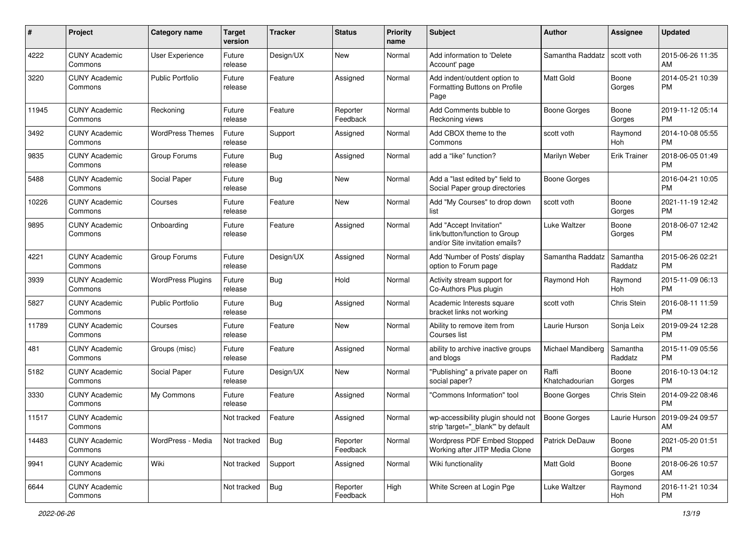| # | Project | Category name | Target version | Tracker | Status | Priority name | Subject | Author | Assignee | Updated |
|---|---|---|---|---|---|---|---|---|---|---|
| 4222 | CUNY Academic Commons | User Experience | Future release | Design/UX | New | Normal | Add information to 'Delete Account' page | Samantha Raddatz | scott voth | 2015-06-26 11:35 AM |
| 3220 | CUNY Academic Commons | Public Portfolio | Future release | Feature | Assigned | Normal | Add indent/outdent option to Formatting Buttons on Profile Page | Matt Gold | Boone Gorges | 2014-05-21 10:39 PM |
| 11945 | CUNY Academic Commons | Reckoning | Future release | Feature | Reporter Feedback | Normal | Add Comments bubble to Reckoning views | Boone Gorges | Boone Gorges | 2019-11-12 05:14 PM |
| 3492 | CUNY Academic Commons | WordPress Themes | Future release | Support | Assigned | Normal | Add CBOX theme to the Commons | scott voth | Raymond Hoh | 2014-10-08 05:55 PM |
| 9835 | CUNY Academic Commons | Group Forums | Future release | Bug | Assigned | Normal | add a "like" function? | Marilyn Weber | Erik Trainer | 2018-06-05 01:49 PM |
| 5488 | CUNY Academic Commons | Social Paper | Future release | Bug | New | Normal | Add a "last edited by" field to Social Paper group directories | Boone Gorges | | 2016-04-21 10:05 PM |
| 10226 | CUNY Academic Commons | Courses | Future release | Feature | New | Normal | Add "My Courses" to drop down list | scott voth | Boone Gorges | 2021-11-19 12:42 PM |
| 9895 | CUNY Academic Commons | Onboarding | Future release | Feature | Assigned | Normal | Add "Accept Invitation" link/button/function to Group and/or Site invitation emails? | Luke Waltzer | Boone Gorges | 2018-06-07 12:42 PM |
| 4221 | CUNY Academic Commons | Group Forums | Future release | Design/UX | Assigned | Normal | Add 'Number of Posts' display option to Forum page | Samantha Raddatz | Samantha Raddatz | 2015-06-26 02:21 PM |
| 3939 | CUNY Academic Commons | WordPress Plugins | Future release | Bug | Hold | Normal | Activity stream support for Co-Authors Plus plugin | Raymond Hoh | Raymond Hoh | 2015-11-09 06:13 PM |
| 5827 | CUNY Academic Commons | Public Portfolio | Future release | Bug | Assigned | Normal | Academic Interests square bracket links not working | scott voth | Chris Stein | 2016-08-11 11:59 PM |
| 11789 | CUNY Academic Commons | Courses | Future release | Feature | New | Normal | Ability to remove item from Courses list | Laurie Hurson | Sonja Leix | 2019-09-24 12:28 PM |
| 481 | CUNY Academic Commons | Groups (misc) | Future release | Feature | Assigned | Normal | ability to archive inactive groups and blogs | Michael Mandiberg | Samantha Raddatz | 2015-11-09 05:56 PM |
| 5182 | CUNY Academic Commons | Social Paper | Future release | Design/UX | New | Normal | "Publishing" a private paper on social paper? | Raffi Khatchadourian | Boone Gorges | 2016-10-13 04:12 PM |
| 3330 | CUNY Academic Commons | My Commons | Future release | Feature | Assigned | Normal | "Commons Information" tool | Boone Gorges | Chris Stein | 2014-09-22 08:46 PM |
| 11517 | CUNY Academic Commons | | Not tracked | Feature | Assigned | Normal | wp-accessibility plugin should not strip 'target="_blank"' by default | Boone Gorges | Laurie Hurson | 2019-09-24 09:57 AM |
| 14483 | CUNY Academic Commons | WordPress - Media | Not tracked | Bug | Reporter Feedback | Normal | Wordpress PDF Embed Stopped Working after JITP Media Clone | Patrick DeDauw | Boone Gorges | 2021-05-20 01:51 PM |
| 9941 | CUNY Academic Commons | Wiki | Not tracked | Support | Assigned | Normal | Wiki functionality | Matt Gold | Boone Gorges | 2018-06-26 10:57 AM |
| 6644 | CUNY Academic Commons | | Not tracked | Bug | Reporter Feedback | High | White Screen at Login Pge | Luke Waltzer | Raymond Hoh | 2016-11-21 10:34 PM |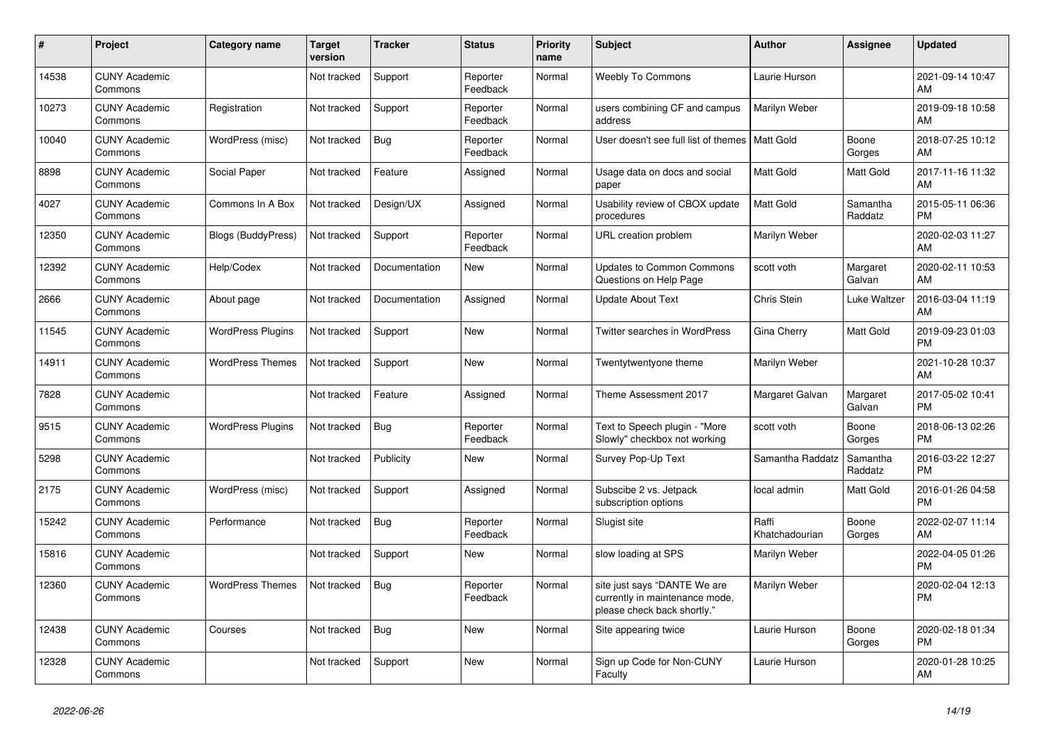| # | Project | Category name | Target version | Tracker | Status | Priority name | Subject | Author | Assignee | Updated |
|---|---|---|---|---|---|---|---|---|---|---|
| 14538 | CUNY Academic Commons | | Not tracked | Support | Reporter Feedback | Normal | Weebly To Commons | Laurie Hurson | | 2021-09-14 10:47 AM |
| 10273 | CUNY Academic Commons | Registration | Not tracked | Support | Reporter Feedback | Normal | users combining CF and campus address | Marilyn Weber | | 2019-09-18 10:58 AM |
| 10040 | CUNY Academic Commons | WordPress (misc) | Not tracked | Bug | Reporter Feedback | Normal | User doesn't see full list of themes | Matt Gold | Boone Gorges | 2018-07-25 10:12 AM |
| 8898 | CUNY Academic Commons | Social Paper | Not tracked | Feature | Assigned | Normal | Usage data on docs and social paper | Matt Gold | Matt Gold | 2017-11-16 11:32 AM |
| 4027 | CUNY Academic Commons | Commons In A Box | Not tracked | Design/UX | Assigned | Normal | Usability review of CBOX update procedures | Matt Gold | Samantha Raddatz | 2015-05-11 06:36 PM |
| 12350 | CUNY Academic Commons | Blogs (BuddyPress) | Not tracked | Support | Reporter Feedback | Normal | URL creation problem | Marilyn Weber | | 2020-02-03 11:27 AM |
| 12392 | CUNY Academic Commons | Help/Codex | Not tracked | Documentation | New | Normal | Updates to Common Commons Questions on Help Page | scott voth | Margaret Galvan | 2020-02-11 10:53 AM |
| 2666 | CUNY Academic Commons | About page | Not tracked | Documentation | Assigned | Normal | Update About Text | Chris Stein | Luke Waltzer | 2016-03-04 11:19 AM |
| 11545 | CUNY Academic Commons | WordPress Plugins | Not tracked | Support | New | Normal | Twitter searches in WordPress | Gina Cherry | Matt Gold | 2019-09-23 01:03 PM |
| 14911 | CUNY Academic Commons | WordPress Themes | Not tracked | Support | New | Normal | Twentytwentyone theme | Marilyn Weber | | 2021-10-28 10:37 AM |
| 7828 | CUNY Academic Commons | | Not tracked | Feature | Assigned | Normal | Theme Assessment 2017 | Margaret Galvan | Margaret Galvan | 2017-05-02 10:41 PM |
| 9515 | CUNY Academic Commons | WordPress Plugins | Not tracked | Bug | Reporter Feedback | Normal | Text to Speech plugin - "More Slowly" checkbox not working | scott voth | Boone Gorges | 2018-06-13 02:26 PM |
| 5298 | CUNY Academic Commons | | Not tracked | Publicity | New | Normal | Survey Pop-Up Text | Samantha Raddatz | Samantha Raddatz | 2016-03-22 12:27 PM |
| 2175 | CUNY Academic Commons | WordPress (misc) | Not tracked | Support | Assigned | Normal | Subscibe 2 vs. Jetpack subscription options | local admin | Matt Gold | 2016-01-26 04:58 PM |
| 15242 | CUNY Academic Commons | Performance | Not tracked | Bug | Reporter Feedback | Normal | Slugist site | Raffi Khatchadourian | Boone Gorges | 2022-02-07 11:14 AM |
| 15816 | CUNY Academic Commons | | Not tracked | Support | New | Normal | slow loading at SPS | Marilyn Weber | | 2022-04-05 01:26 PM |
| 12360 | CUNY Academic Commons | WordPress Themes | Not tracked | Bug | Reporter Feedback | Normal | site just says "DANTE We are currently in maintenance mode, please check back shortly." | Marilyn Weber | | 2020-02-04 12:13 PM |
| 12438 | CUNY Academic Commons | Courses | Not tracked | Bug | New | Normal | Site appearing twice | Laurie Hurson | Boone Gorges | 2020-02-18 01:34 PM |
| 12328 | CUNY Academic Commons | | Not tracked | Support | New | Normal | Sign up Code for Non-CUNY Faculty | Laurie Hurson | | 2020-01-28 10:25 AM |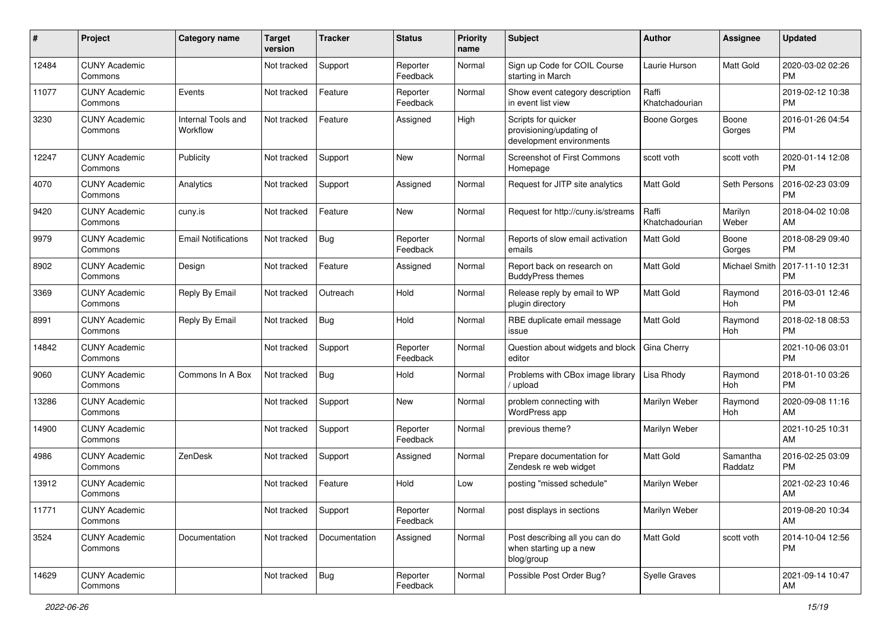| # | Project | Category name | Target version | Tracker | Status | Priority name | Subject | Author | Assignee | Updated |
|---|---|---|---|---|---|---|---|---|---|---|
| 12484 | CUNY Academic Commons | | Not tracked | Support | Reporter Feedback | Normal | Sign up Code for COIL Course starting in March | Laurie Hurson | Matt Gold | 2020-03-02 02:26 PM |
| 11077 | CUNY Academic Commons | Events | Not tracked | Feature | Reporter Feedback | Normal | Show event category description in event list view | Raffi Khatchadourian | | 2019-02-12 10:38 PM |
| 3230 | CUNY Academic Commons | Internal Tools and Workflow | Not tracked | Feature | Assigned | High | Scripts for quicker provisioning/updating of development environments | Boone Gorges | Boone Gorges | 2016-01-26 04:54 PM |
| 12247 | CUNY Academic Commons | Publicity | Not tracked | Support | New | Normal | Screenshot of First Commons Homepage | scott voth | scott voth | 2020-01-14 12:08 PM |
| 4070 | CUNY Academic Commons | Analytics | Not tracked | Support | Assigned | Normal | Request for JITP site analytics | Matt Gold | Seth Persons | 2016-02-23 03:09 PM |
| 9420 | CUNY Academic Commons | cuny.is | Not tracked | Feature | New | Normal | Request for http://cuny.is/streams | Raffi Khatchadourian | Marilyn Weber | 2018-04-02 10:08 AM |
| 9979 | CUNY Academic Commons | Email Notifications | Not tracked | Bug | Reporter Feedback | Normal | Reports of slow email activation emails | Matt Gold | Boone Gorges | 2018-08-29 09:40 PM |
| 8902 | CUNY Academic Commons | Design | Not tracked | Feature | Assigned | Normal | Report back on research on BuddyPress themes | Matt Gold | Michael Smith | 2017-11-10 12:31 PM |
| 3369 | CUNY Academic Commons | Reply By Email | Not tracked | Outreach | Hold | Normal | Release reply by email to WP plugin directory | Matt Gold | Raymond Hoh | 2016-03-01 12:46 PM |
| 8991 | CUNY Academic Commons | Reply By Email | Not tracked | Bug | Hold | Normal | RBE duplicate email message issue | Matt Gold | Raymond Hoh | 2018-02-18 08:53 PM |
| 14842 | CUNY Academic Commons | | Not tracked | Support | Reporter Feedback | Normal | Question about widgets and block editor | Gina Cherry | | 2021-10-06 03:01 PM |
| 9060 | CUNY Academic Commons | Commons In A Box | Not tracked | Bug | Hold | Normal | Problems with CBox image library / upload | Lisa Rhody | Raymond Hoh | 2018-01-10 03:26 PM |
| 13286 | CUNY Academic Commons | | Not tracked | Support | New | Normal | problem connecting with WordPress app | Marilyn Weber | Raymond Hoh | 2020-09-08 11:16 AM |
| 14900 | CUNY Academic Commons | | Not tracked | Support | Reporter Feedback | Normal | previous theme? | Marilyn Weber | | 2021-10-25 10:31 AM |
| 4986 | CUNY Academic Commons | ZenDesk | Not tracked | Support | Assigned | Normal | Prepare documentation for Zendesk re web widget | Matt Gold | Samantha Raddatz | 2016-02-25 03:09 PM |
| 13912 | CUNY Academic Commons | | Not tracked | Feature | Hold | Low | posting "missed schedule" | Marilyn Weber | | 2021-02-23 10:46 AM |
| 11771 | CUNY Academic Commons | | Not tracked | Support | Reporter Feedback | Normal | post displays in sections | Marilyn Weber | | 2019-08-20 10:34 AM |
| 3524 | CUNY Academic Commons | Documentation | Not tracked | Documentation | Assigned | Normal | Post describing all you can do when starting up a new blog/group | Matt Gold | scott voth | 2014-10-04 12:56 PM |
| 14629 | CUNY Academic Commons | | Not tracked | Bug | Reporter Feedback | Normal | Possible Post Order Bug? | Syelle Graves | | 2021-09-14 10:47 AM |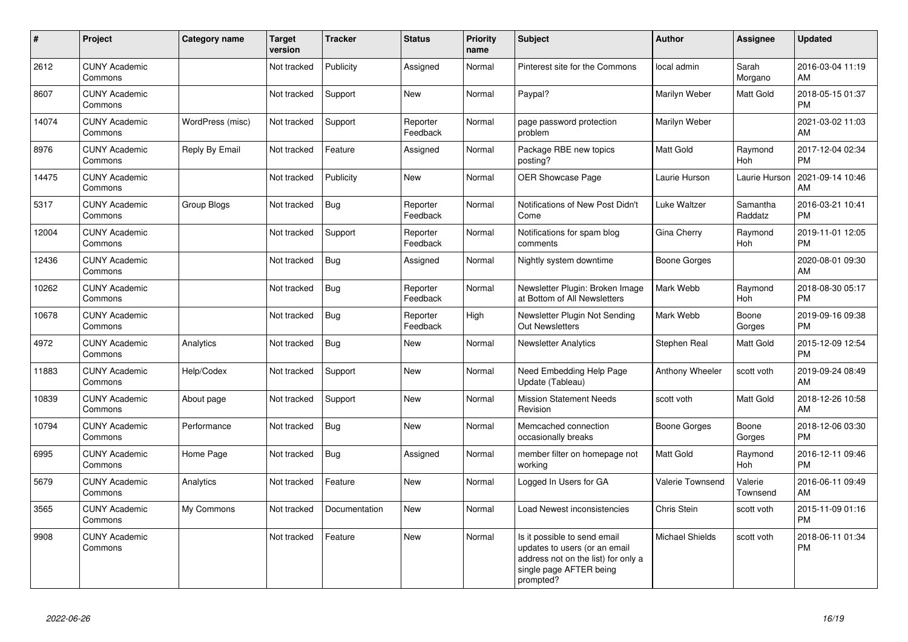| # | Project | Category name | Target version | Tracker | Status | Priority name | Subject | Author | Assignee | Updated |
|---|---|---|---|---|---|---|---|---|---|---|
| 2612 | CUNY Academic Commons | | Not tracked | Publicity | Assigned | Normal | Pinterest site for the Commons | local admin | Sarah Morgano | 2016-03-04 11:19 AM |
| 8607 | CUNY Academic Commons | | Not tracked | Support | New | Normal | Paypal? | Marilyn Weber | Matt Gold | 2018-05-15 01:37 PM |
| 14074 | CUNY Academic Commons | WordPress (misc) | Not tracked | Support | Reporter Feedback | Normal | page password protection problem | Marilyn Weber | | 2021-03-02 11:03 AM |
| 8976 | CUNY Academic Commons | Reply By Email | Not tracked | Feature | Assigned | Normal | Package RBE new topics posting? | Matt Gold | Raymond Hoh | 2017-12-04 02:34 PM |
| 14475 | CUNY Academic Commons | | Not tracked | Publicity | New | Normal | OER Showcase Page | Laurie Hurson | Laurie Hurson | 2021-09-14 10:46 AM |
| 5317 | CUNY Academic Commons | Group Blogs | Not tracked | Bug | Reporter Feedback | Normal | Notifications of New Post Didn't Come | Luke Waltzer | Samantha Raddatz | 2016-03-21 10:41 PM |
| 12004 | CUNY Academic Commons | | Not tracked | Support | Reporter Feedback | Normal | Notifications for spam blog comments | Gina Cherry | Raymond Hoh | 2019-11-01 12:05 PM |
| 12436 | CUNY Academic Commons | | Not tracked | Bug | Assigned | Normal | Nightly system downtime | Boone Gorges | | 2020-08-01 09:30 AM |
| 10262 | CUNY Academic Commons | | Not tracked | Bug | Reporter Feedback | Normal | Newsletter Plugin: Broken Image at Bottom of All Newsletters | Mark Webb | Raymond Hoh | 2018-08-30 05:17 PM |
| 10678 | CUNY Academic Commons | | Not tracked | Bug | Reporter Feedback | High | Newsletter Plugin Not Sending Out Newsletters | Mark Webb | Boone Gorges | 2019-09-16 09:38 PM |
| 4972 | CUNY Academic Commons | Analytics | Not tracked | Bug | New | Normal | Newsletter Analytics | Stephen Real | Matt Gold | 2015-12-09 12:54 PM |
| 11883 | CUNY Academic Commons | Help/Codex | Not tracked | Support | New | Normal | Need Embedding Help Page Update (Tableau) | Anthony Wheeler | scott voth | 2019-09-24 08:49 AM |
| 10839 | CUNY Academic Commons | About page | Not tracked | Support | New | Normal | Mission Statement Needs Revision | scott voth | Matt Gold | 2018-12-26 10:58 AM |
| 10794 | CUNY Academic Commons | Performance | Not tracked | Bug | New | Normal | Memcached connection occasionally breaks | Boone Gorges | Boone Gorges | 2018-12-06 03:30 PM |
| 6995 | CUNY Academic Commons | Home Page | Not tracked | Bug | Assigned | Normal | member filter on homepage not working | Matt Gold | Raymond Hoh | 2016-12-11 09:46 PM |
| 5679 | CUNY Academic Commons | Analytics | Not tracked | Feature | New | Normal | Logged In Users for GA | Valerie Townsend | Valerie Townsend | 2016-06-11 09:49 AM |
| 3565 | CUNY Academic Commons | My Commons | Not tracked | Documentation | New | Normal | Load Newest inconsistencies | Chris Stein | scott voth | 2015-11-09 01:16 PM |
| 9908 | CUNY Academic Commons | | Not tracked | Feature | New | Normal | Is it possible to send email updates to users (or an email address not on the list) for only a single page AFTER being prompted? | Michael Shields | scott voth | 2018-06-11 01:34 PM |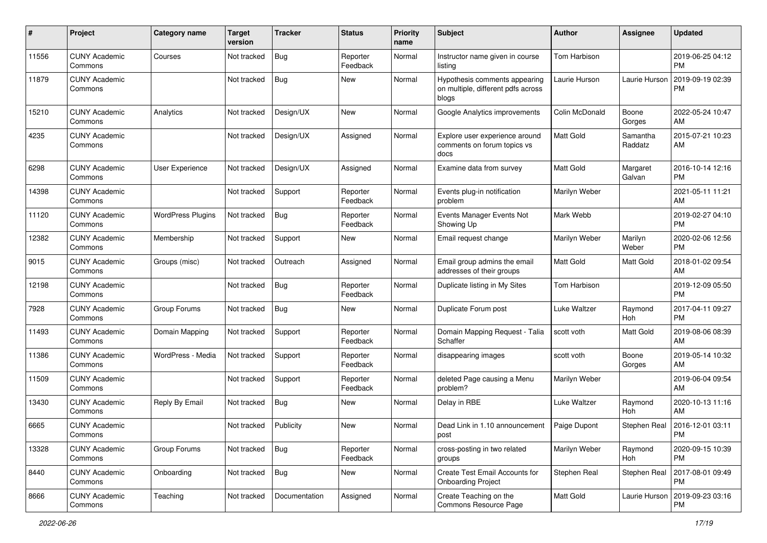| # | Project | Category name | Target version | Tracker | Status | Priority name | Subject | Author | Assignee | Updated |
|---|---|---|---|---|---|---|---|---|---|---|
| 11556 | CUNY Academic Commons | Courses | Not tracked | Bug | Reporter Feedback | Normal | Instructor name given in course listing | Tom Harbison | | 2019-06-25 04:12 PM |
| 11879 | CUNY Academic Commons | | Not tracked | Bug | New | Normal | Hypothesis comments appearing on multiple, different pdfs across blogs | Laurie Hurson | Laurie Hurson | 2019-09-19 02:39 PM |
| 15210 | CUNY Academic Commons | Analytics | Not tracked | Design/UX | New | Normal | Google Analytics improvements | Colin McDonald | Boone Gorges | 2022-05-24 10:47 AM |
| 4235 | CUNY Academic Commons | | Not tracked | Design/UX | Assigned | Normal | Explore user experience around comments on forum topics vs docs | Matt Gold | Samantha Raddatz | 2015-07-21 10:23 AM |
| 6298 | CUNY Academic Commons | User Experience | Not tracked | Design/UX | Assigned | Normal | Examine data from survey | Matt Gold | Margaret Galvan | 2016-10-14 12:16 PM |
| 14398 | CUNY Academic Commons | | Not tracked | Support | Reporter Feedback | Normal | Events plug-in notification problem | Marilyn Weber | | 2021-05-11 11:21 AM |
| 11120 | CUNY Academic Commons | WordPress Plugins | Not tracked | Bug | Reporter Feedback | Normal | Events Manager Events Not Showing Up | Mark Webb | | 2019-02-27 04:10 PM |
| 12382 | CUNY Academic Commons | Membership | Not tracked | Support | New | Normal | Email request change | Marilyn Weber | Marilyn Weber | 2020-02-06 12:56 PM |
| 9015 | CUNY Academic Commons | Groups (misc) | Not tracked | Outreach | Assigned | Normal | Email group admins the email addresses of their groups | Matt Gold | Matt Gold | 2018-01-02 09:54 AM |
| 12198 | CUNY Academic Commons | | Not tracked | Bug | Reporter Feedback | Normal | Duplicate listing in My Sites | Tom Harbison | | 2019-12-09 05:50 PM |
| 7928 | CUNY Academic Commons | Group Forums | Not tracked | Bug | New | Normal | Duplicate Forum post | Luke Waltzer | Raymond Hoh | 2017-04-11 09:27 PM |
| 11493 | CUNY Academic Commons | Domain Mapping | Not tracked | Support | Reporter Feedback | Normal | Domain Mapping Request - Talia Schaffer | scott voth | Matt Gold | 2019-08-06 08:39 AM |
| 11386 | CUNY Academic Commons | WordPress - Media | Not tracked | Support | Reporter Feedback | Normal | disappearing images | scott voth | Boone Gorges | 2019-05-14 10:32 AM |
| 11509 | CUNY Academic Commons | | Not tracked | Support | Reporter Feedback | Normal | deleted Page causing a Menu problem? | Marilyn Weber | | 2019-06-04 09:54 AM |
| 13430 | CUNY Academic Commons | Reply By Email | Not tracked | Bug | New | Normal | Delay in RBE | Luke Waltzer | Raymond Hoh | 2020-10-13 11:16 AM |
| 6665 | CUNY Academic Commons | | Not tracked | Publicity | New | Normal | Dead Link in 1.10 announcement post | Paige Dupont | Stephen Real | 2016-12-01 03:11 PM |
| 13328 | CUNY Academic Commons | Group Forums | Not tracked | Bug | Reporter Feedback | Normal | cross-posting in two related groups | Marilyn Weber | Raymond Hoh | 2020-09-15 10:39 PM |
| 8440 | CUNY Academic Commons | Onboarding | Not tracked | Bug | New | Normal | Create Test Email Accounts for Onboarding Project | Stephen Real | Stephen Real | 2017-08-01 09:49 PM |
| 8666 | CUNY Academic Commons | Teaching | Not tracked | Documentation | Assigned | Normal | Create Teaching on the Commons Resource Page | Matt Gold | Laurie Hurson | 2019-09-23 03:16 PM |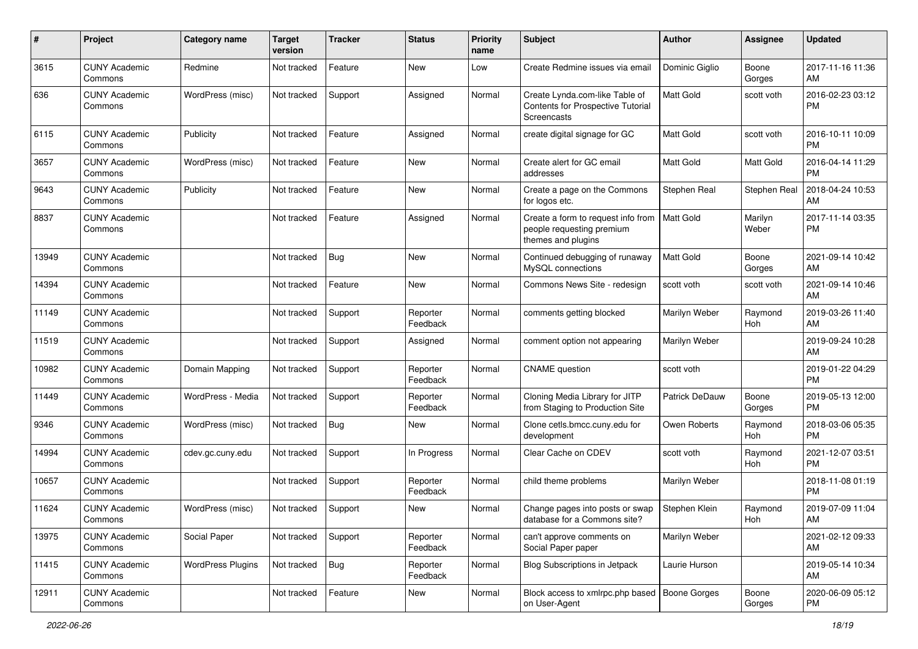| # | Project | Category name | Target version | Tracker | Status | Priority name | Subject | Author | Assignee | Updated |
|---|---|---|---|---|---|---|---|---|---|---|
| 3615 | CUNY Academic Commons | Redmine | Not tracked | Feature | New | Low | Create Redmine issues via email | Dominic Giglio | Boone Gorges | 2017-11-16 11:36 AM |
| 636 | CUNY Academic Commons | WordPress (misc) | Not tracked | Support | Assigned | Normal | Create Lynda.com-like Table of Contents for Prospective Tutorial Screencasts | Matt Gold | scott voth | 2016-02-23 03:12 PM |
| 6115 | CUNY Academic Commons | Publicity | Not tracked | Feature | Assigned | Normal | create digital signage for GC | Matt Gold | scott voth | 2016-10-11 10:09 PM |
| 3657 | CUNY Academic Commons | WordPress (misc) | Not tracked | Feature | New | Normal | Create alert for GC email addresses | Matt Gold | Matt Gold | 2016-04-14 11:29 PM |
| 9643 | CUNY Academic Commons | Publicity | Not tracked | Feature | New | Normal | Create a page on the Commons for logos etc. | Stephen Real | Stephen Real | 2018-04-24 10:53 AM |
| 8837 | CUNY Academic Commons | | Not tracked | Feature | Assigned | Normal | Create a form to request info from people requesting premium themes and plugins | Matt Gold | Marilyn Weber | 2017-11-14 03:35 PM |
| 13949 | CUNY Academic Commons | | Not tracked | Bug | New | Normal | Continued debugging of runaway MySQL connections | Matt Gold | Boone Gorges | 2021-09-14 10:42 AM |
| 14394 | CUNY Academic Commons | | Not tracked | Feature | New | Normal | Commons News Site - redesign | scott voth | scott voth | 2021-09-14 10:46 AM |
| 11149 | CUNY Academic Commons | | Not tracked | Support | Reporter Feedback | Normal | comments getting blocked | Marilyn Weber | Raymond Hoh | 2019-03-26 11:40 AM |
| 11519 | CUNY Academic Commons | | Not tracked | Support | Assigned | Normal | comment option not appearing | Marilyn Weber | | 2019-09-24 10:28 AM |
| 10982 | CUNY Academic Commons | Domain Mapping | Not tracked | Support | Reporter Feedback | Normal | CNAME question | scott voth | | 2019-01-22 04:29 PM |
| 11449 | CUNY Academic Commons | WordPress - Media | Not tracked | Support | Reporter Feedback | Normal | Cloning Media Library for JITP from Staging to Production Site | Patrick DeDauw | Boone Gorges | 2019-05-13 12:00 PM |
| 9346 | CUNY Academic Commons | WordPress (misc) | Not tracked | Bug | New | Normal | Clone cetls.bmcc.cuny.edu for development | Owen Roberts | Raymond Hoh | 2018-03-06 05:35 PM |
| 14994 | CUNY Academic Commons | cdev.gc.cuny.edu | Not tracked | Support | In Progress | Normal | Clear Cache on CDEV | scott voth | Raymond Hoh | 2021-12-07 03:51 PM |
| 10657 | CUNY Academic Commons | | Not tracked | Support | Reporter Feedback | Normal | child theme problems | Marilyn Weber | | 2018-11-08 01:19 PM |
| 11624 | CUNY Academic Commons | WordPress (misc) | Not tracked | Support | New | Normal | Change pages into posts or swap database for a Commons site? | Stephen Klein | Raymond Hoh | 2019-07-09 11:04 AM |
| 13975 | CUNY Academic Commons | Social Paper | Not tracked | Support | Reporter Feedback | Normal | can't approve comments on Social Paper paper | Marilyn Weber | | 2021-02-12 09:33 AM |
| 11415 | CUNY Academic Commons | WordPress Plugins | Not tracked | Bug | Reporter Feedback | Normal | Blog Subscriptions in Jetpack | Laurie Hurson | | 2019-05-14 10:34 AM |
| 12911 | CUNY Academic Commons | | Not tracked | Feature | New | Normal | Block access to xmlrpc.php based on User-Agent | Boone Gorges | Boone Gorges | 2020-06-09 05:12 PM |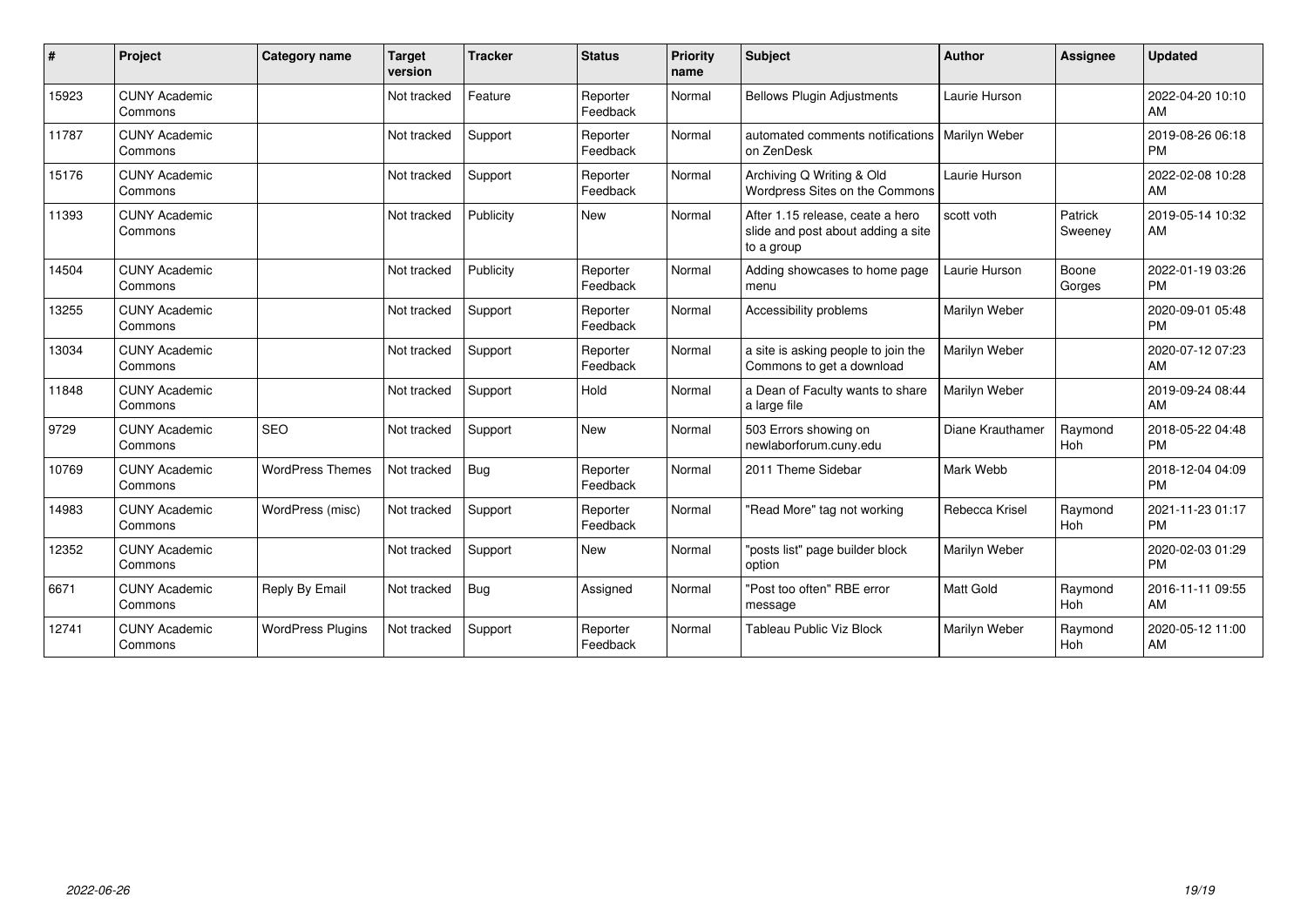| # | Project | Category name | Target version | Tracker | Status | Priority name | Subject | Author | Assignee | Updated |
|---|---|---|---|---|---|---|---|---|---|---|
| 15923 | CUNY Academic Commons | | Not tracked | Feature | Reporter Feedback | Normal | Bellows Plugin Adjustments | Laurie Hurson | | 2022-04-20 10:10 AM |
| 11787 | CUNY Academic Commons | | Not tracked | Support | Reporter Feedback | Normal | automated comments notifications on ZenDesk | Marilyn Weber | | 2019-08-26 06:18 PM |
| 15176 | CUNY Academic Commons | | Not tracked | Support | Reporter Feedback | Normal | Archiving Q Writing & Old Wordpress Sites on the Commons | Laurie Hurson | | 2022-02-08 10:28 AM |
| 11393 | CUNY Academic Commons | | Not tracked | Publicity | New | Normal | After 1.15 release, ceate a hero slide and post about adding a site to a group | scott voth | Patrick Sweeney | 2019-05-14 10:32 AM |
| 14504 | CUNY Academic Commons | | Not tracked | Publicity | Reporter Feedback | Normal | Adding showcases to home page menu | Laurie Hurson | Boone Gorges | 2022-01-19 03:26 PM |
| 13255 | CUNY Academic Commons | | Not tracked | Support | Reporter Feedback | Normal | Accessibility problems | Marilyn Weber | | 2020-09-01 05:48 PM |
| 13034 | CUNY Academic Commons | | Not tracked | Support | Reporter Feedback | Normal | a site is asking people to join the Commons to get a download | Marilyn Weber | | 2020-07-12 07:23 AM |
| 11848 | CUNY Academic Commons | | Not tracked | Support | Hold | Normal | a Dean of Faculty wants to share a large file | Marilyn Weber | | 2019-09-24 08:44 AM |
| 9729 | CUNY Academic Commons | SEO | Not tracked | Support | New | Normal | 503 Errors showing on newlaborforum.cuny.edu | Diane Krauthamer | Raymond Hoh | 2018-05-22 04:48 PM |
| 10769 | CUNY Academic Commons | WordPress Themes | Not tracked | Bug | Reporter Feedback | Normal | 2011 Theme Sidebar | Mark Webb | | 2018-12-04 04:09 PM |
| 14983 | CUNY Academic Commons | WordPress (misc) | Not tracked | Support | Reporter Feedback | Normal | "Read More" tag not working | Rebecca Krisel | Raymond Hoh | 2021-11-23 01:17 PM |
| 12352 | CUNY Academic Commons | | Not tracked | Support | New | Normal | "posts list" page builder block option | Marilyn Weber | | 2020-02-03 01:29 PM |
| 6671 | CUNY Academic Commons | Reply By Email | Not tracked | Bug | Assigned | Normal | "Post too often" RBE error message | Matt Gold | Raymond Hoh | 2016-11-11 09:55 AM |
| 12741 | CUNY Academic Commons | WordPress Plugins | Not tracked | Support | Reporter Feedback | Normal | Tableau Public Viz Block | Marilyn Weber | Raymond Hoh | 2020-05-12 11:00 AM |